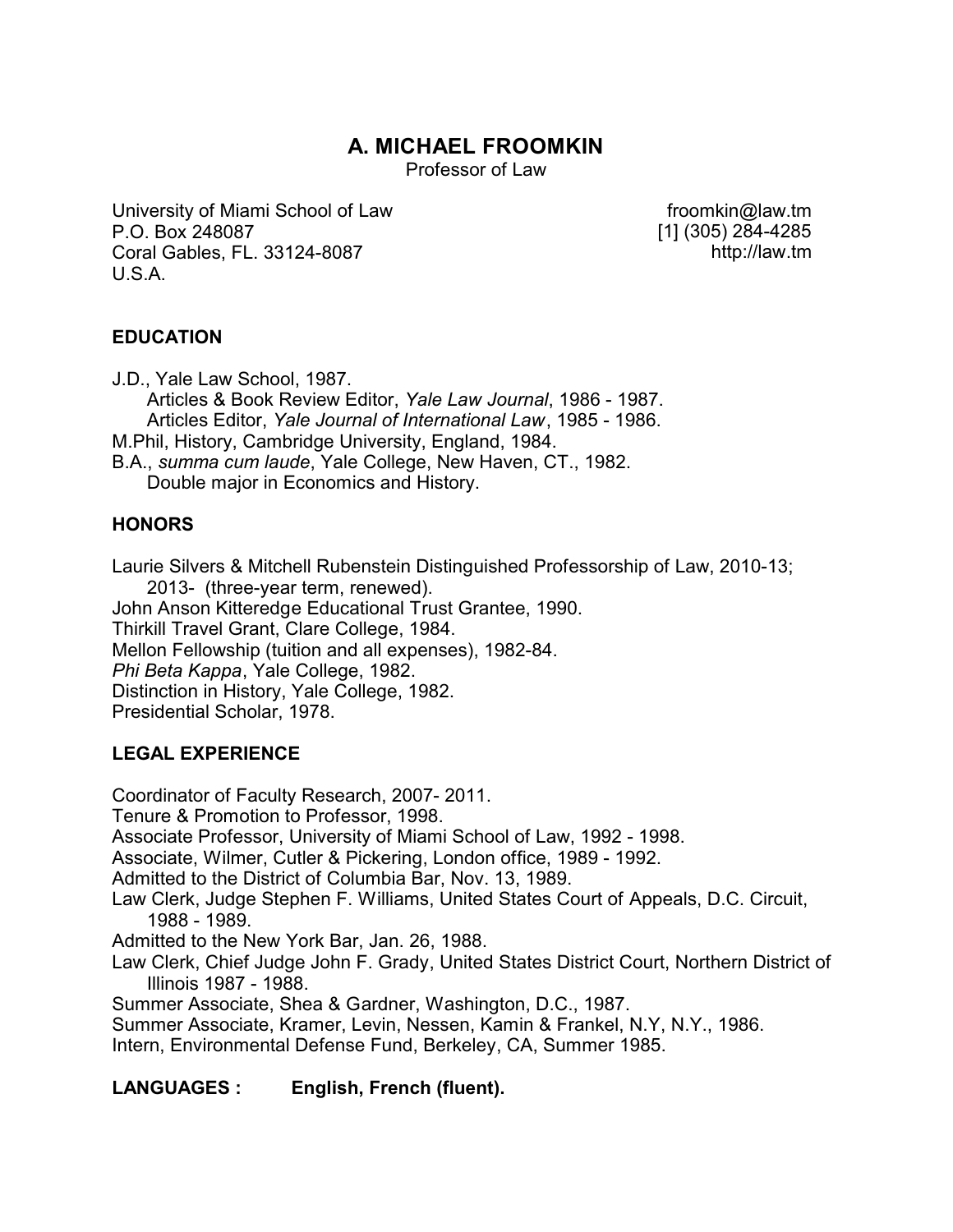# A. MICHAEL FROOMKIN

Professor of Law

University of Miami School of Law
P.O. Box 248087
Coral Gables, FL. 33124-8087
U.S.A.

froomkin@law.tm
[1] (305) 284-4285
http://law.tm

## EDUCATION

J.D., Yale Law School, 1987.
- Articles & Book Review Editor, *Yale Law Journal*, 1986 - 1987.
- Articles Editor, *Yale Journal of International Law*, 1985 - 1986.

M.Phil, History, Cambridge University, England, 1984.

B.A., *summa cum laude*, Yale College, New Haven, CT., 1982.
- Double major in Economics and History.

## HONORS

Laurie Silvers & Mitchell Rubenstein Distinguished Professorship of Law, 2010-13; 2013- (three-year term, renewed).
John Anson Kitteredge Educational Trust Grantee, 1990.
Thirkill Travel Grant, Clare College, 1984.
Mellon Fellowship (tuition and all expenses), 1982-84.
*Phi Beta Kappa*, Yale College, 1982.
Distinction in History, Yale College, 1982.
Presidential Scholar, 1978.

## LEGAL EXPERIENCE

Coordinator of Faculty Research, 2007- 2011.
Tenure & Promotion to Professor, 1998.
Associate Professor, University of Miami School of Law, 1992 - 1998.
Associate, Wilmer, Cutler & Pickering, London office, 1989 - 1992.
Admitted to the District of Columbia Bar, Nov. 13, 1989.
Law Clerk, Judge Stephen F. Williams, United States Court of Appeals, D.C. Circuit, 1988 - 1989.
Admitted to the New York Bar, Jan. 26, 1988.
Law Clerk, Chief Judge John F. Grady, United States District Court, Northern District of Illinois 1987 - 1988.
Summer Associate, Shea & Gardner, Washington, D.C., 1987.
Summer Associate, Kramer, Levin, Nessen, Kamin & Frankel, N.Y, N.Y., 1986.
Intern, Environmental Defense Fund, Berkeley, CA, Summer 1985.

## LANGUAGES : English, French (fluent).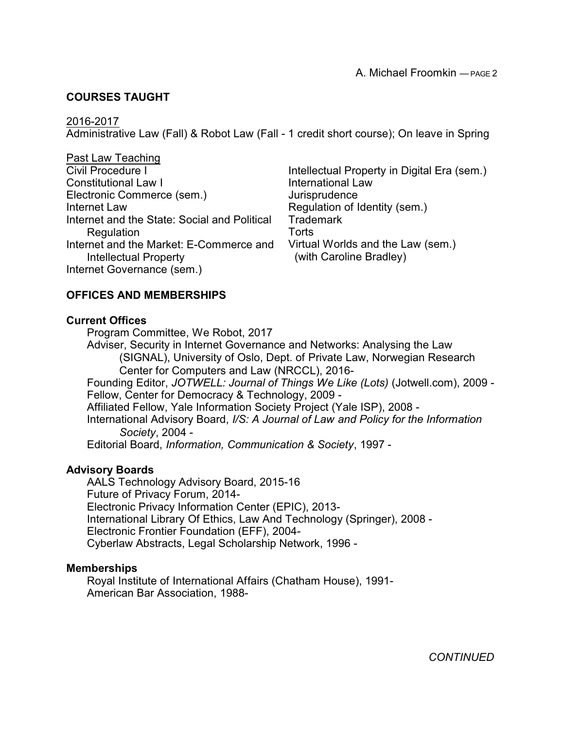## COURSES TAUGHT

2016-2017

Administrative Law (Fall) & Robot Law (Fall - 1 credit short course); On leave in Spring

Past Law Teaching

- Civil Procedure I
- Constitutional Law I
- Electronic Commerce (sem.)
- Internet Law
- Internet and the State: Social and Political Regulation
- Internet and the Market: E-Commerce and Intellectual Property
- Internet Governance (sem.)
- Intellectual Property in Digital Era (sem.)
- International Law
- Jurisprudence
- Regulation of Identity (sem.)
- Trademark
- Torts
- Virtual Worlds and the Law (sem.) (with Caroline Bradley)

## OFFICES AND MEMBERSHIPS

### Current Offices

Program Committee, We Robot, 2017

Adviser, Security in Internet Governance and Networks: Analysing the Law (SIGNAL), University of Oslo, Dept. of Private Law, Norwegian Research Center for Computers and Law (NRCCL), 2016-

Founding Editor, *JOTWELL: Journal of Things We Like (Lots)* (Jotwell.com), 2009 -

Fellow, Center for Democracy & Technology, 2009 -

Affiliated Fellow, Yale Information Society Project (Yale ISP), 2008 -

International Advisory Board, *I/S: A Journal of Law and Policy for the Information Society*, 2004 -

Editorial Board, *Information, Communication & Society*, 1997 -

### Advisory Boards

AALS Technology Advisory Board, 2015-16

Future of Privacy Forum, 2014-

Electronic Privacy Information Center (EPIC), 2013-

International Library Of Ethics, Law And Technology (Springer), 2008 -

Electronic Frontier Foundation (EFF), 2004-

Cyberlaw Abstracts, Legal Scholarship Network, 1996 -

### Memberships

Royal Institute of International Affairs (Chatham House), 1991-

American Bar Association, 1988-

*CONTINUED*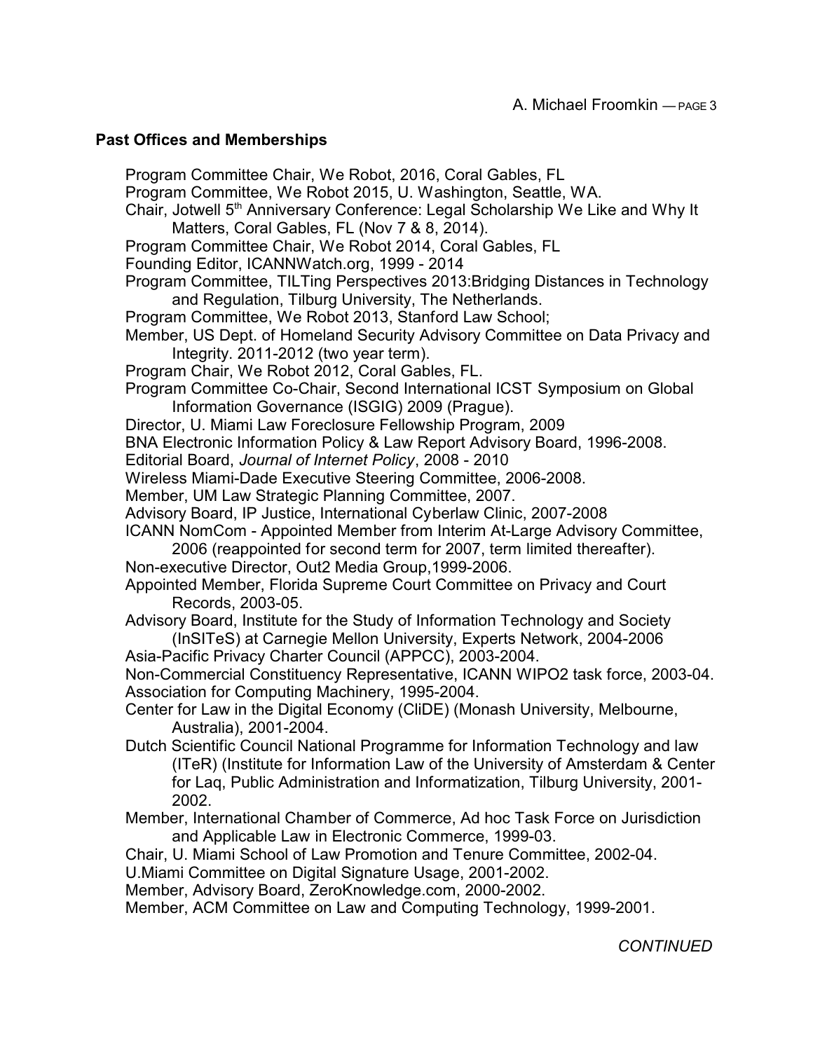## Past Offices and Memberships

Program Committee Chair, We Robot, 2016, Coral Gables, FL
Program Committee, We Robot 2015, U. Washington, Seattle, WA.
Chair, Jotwell 5th Anniversary Conference: Legal Scholarship We Like and Why It Matters, Coral Gables, FL (Nov 7 & 8, 2014).
Program Committee Chair, We Robot 2014, Coral Gables, FL
Founding Editor, ICANNWatch.org, 1999 - 2014
Program Committee, TILTing Perspectives 2013:Bridging Distances in Technology and Regulation, Tilburg University, The Netherlands.
Program Committee, We Robot 2013, Stanford Law School;
Member, US Dept. of Homeland Security Advisory Committee on Data Privacy and Integrity. 2011-2012 (two year term).
Program Chair, We Robot 2012, Coral Gables, FL.
Program Committee Co-Chair, Second International ICST Symposium on Global Information Governance (ISGIG) 2009 (Prague).
Director, U. Miami Law Foreclosure Fellowship Program, 2009
BNA Electronic Information Policy & Law Report Advisory Board, 1996-2008.
Editorial Board, *Journal of Internet Policy*, 2008 - 2010
Wireless Miami-Dade Executive Steering Committee, 2006-2008.
Member, UM Law Strategic Planning Committee, 2007.
Advisory Board, IP Justice, International Cyberlaw Clinic, 2007-2008
ICANN NomCom - Appointed Member from Interim At-Large Advisory Committee, 2006 (reappointed for second term for 2007, term limited thereafter).
Non-executive Director, Out2 Media Group,1999-2006.
Appointed Member, Florida Supreme Court Committee on Privacy and Court Records, 2003-05.
Advisory Board, Institute for the Study of Information Technology and Society (InSITeS) at Carnegie Mellon University, Experts Network, 2004-2006
Asia-Pacific Privacy Charter Council (APPCC), 2003-2004.
Non-Commercial Constituency Representative, ICANN WIPO2 task force, 2003-04.
Association for Computing Machinery, 1995-2004.
Center for Law in the Digital Economy (CliDE) (Monash University, Melbourne, Australia), 2001-2004.
Dutch Scientific Council National Programme for Information Technology and law (ITeR) (Institute for Information Law of the University of Amsterdam & Center for Laq, Public Administration and Informatization, Tilburg University, 2001-2002.
Member, International Chamber of Commerce, Ad hoc Task Force on Jurisdiction and Applicable Law in Electronic Commerce, 1999-03.
Chair, U. Miami School of Law Promotion and Tenure Committee, 2002-04.
U.Miami Committee on Digital Signature Usage, 2001-2002.
Member, Advisory Board, ZeroKnowledge.com, 2000-2002.
Member, ACM Committee on Law and Computing Technology, 1999-2001.

*CONTINUED*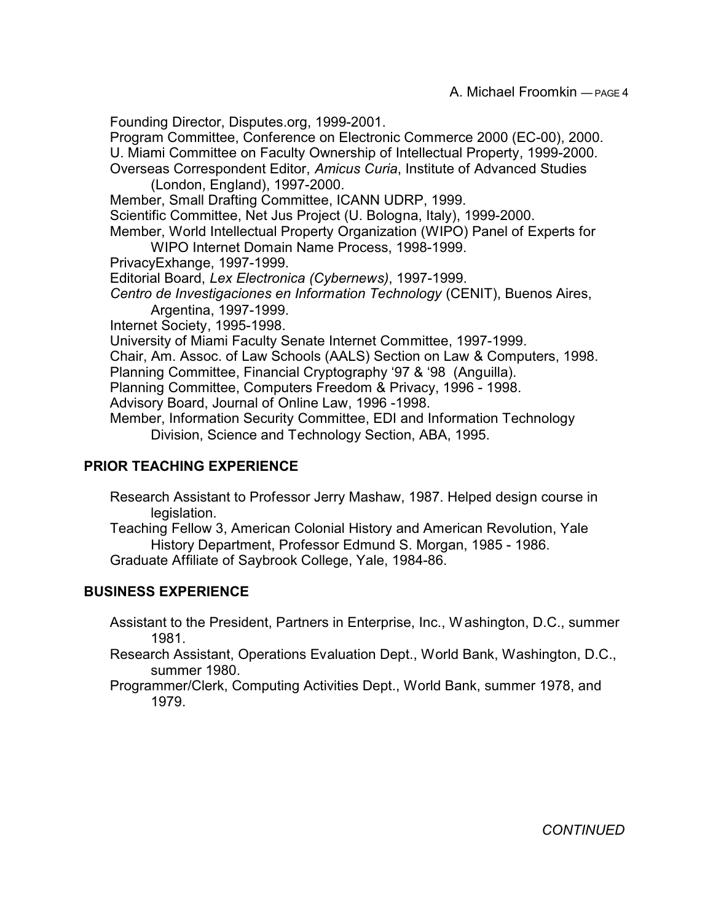Founding Director, Disputes.org, 1999-2001.
Program Committee, Conference on Electronic Commerce 2000 (EC-00), 2000.
U. Miami Committee on Faculty Ownership of Intellectual Property, 1999-2000.
Overseas Correspondent Editor, *Amicus Curia*, Institute of Advanced Studies (London, England), 1997-2000.
Member, Small Drafting Committee, ICANN UDRP, 1999.
Scientific Committee, Net Jus Project (U. Bologna, Italy), 1999-2000.
Member, World Intellectual Property Organization (WIPO) Panel of Experts for WIPO Internet Domain Name Process, 1998-1999.
PrivacyExhange, 1997-1999.
Editorial Board, *Lex Electronica (Cybernews)*, 1997-1999.
*Centro de Investigaciones en Information Technology* (CENIT), Buenos Aires, Argentina, 1997-1999.
Internet Society, 1995-1998.
University of Miami Faculty Senate Internet Committee, 1997-1999.
Chair, Am. Assoc. of Law Schools (AALS) Section on Law & Computers, 1998.
Planning Committee, Financial Cryptography '97 & '98 (Anguilla).
Planning Committee, Computers Freedom & Privacy, 1996 - 1998.
Advisory Board, Journal of Online Law, 1996 -1998.
Member, Information Security Committee, EDI and Information Technology Division, Science and Technology Section, ABA, 1995.

## PRIOR TEACHING EXPERIENCE

Research Assistant to Professor Jerry Mashaw, 1987. Helped design course in legislation.
Teaching Fellow 3, American Colonial History and American Revolution, Yale History Department, Professor Edmund S. Morgan, 1985 - 1986.
Graduate Affiliate of Saybrook College, Yale, 1984-86.

## BUSINESS EXPERIENCE

Assistant to the President, Partners in Enterprise, Inc., Washington, D.C., summer 1981.
Research Assistant, Operations Evaluation Dept., World Bank, Washington, D.C., summer 1980.
Programmer/Clerk, Computing Activities Dept., World Bank, summer 1978, and 1979.

*CONTINUED*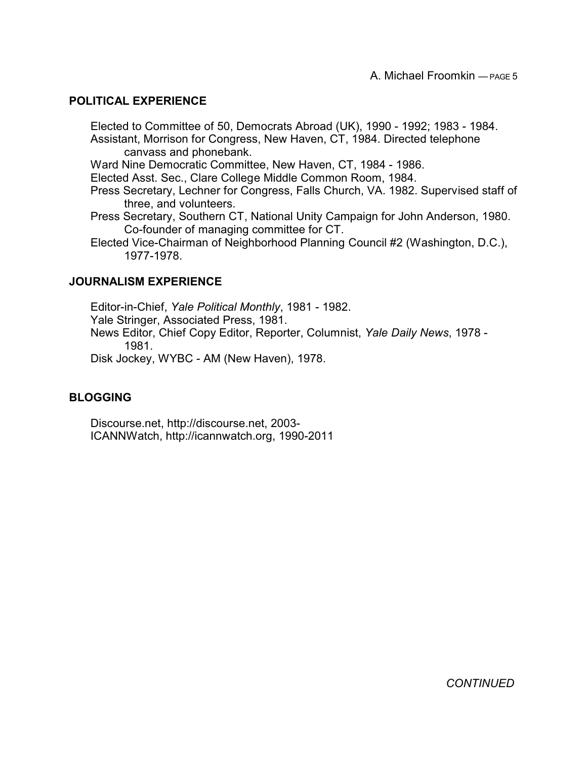## POLITICAL EXPERIENCE

Elected to Committee of 50, Democrats Abroad (UK), 1990 - 1992; 1983 - 1984.
Assistant, Morrison for Congress, New Haven, CT, 1984. Directed telephone canvass and phonebank.
Ward Nine Democratic Committee, New Haven, CT, 1984 - 1986.
Elected Asst. Sec., Clare College Middle Common Room, 1984.
Press Secretary, Lechner for Congress, Falls Church, VA. 1982. Supervised staff of three, and volunteers.
Press Secretary, Southern CT, National Unity Campaign for John Anderson, 1980. Co-founder of managing committee for CT.
Elected Vice-Chairman of Neighborhood Planning Council #2 (Washington, D.C.), 1977-1978.

## JOURNALISM EXPERIENCE

Editor-in-Chief, *Yale Political Monthly*, 1981 - 1982.
Yale Stringer, Associated Press, 1981.
News Editor, Chief Copy Editor, Reporter, Columnist, *Yale Daily News*, 1978 - 1981.
Disk Jockey, WYBC - AM (New Haven), 1978.

## BLOGGING

Discourse.net, http://discourse.net, 2003-
ICANNWatch, http://icannwatch.org, 1990-2011

*CONTINUED*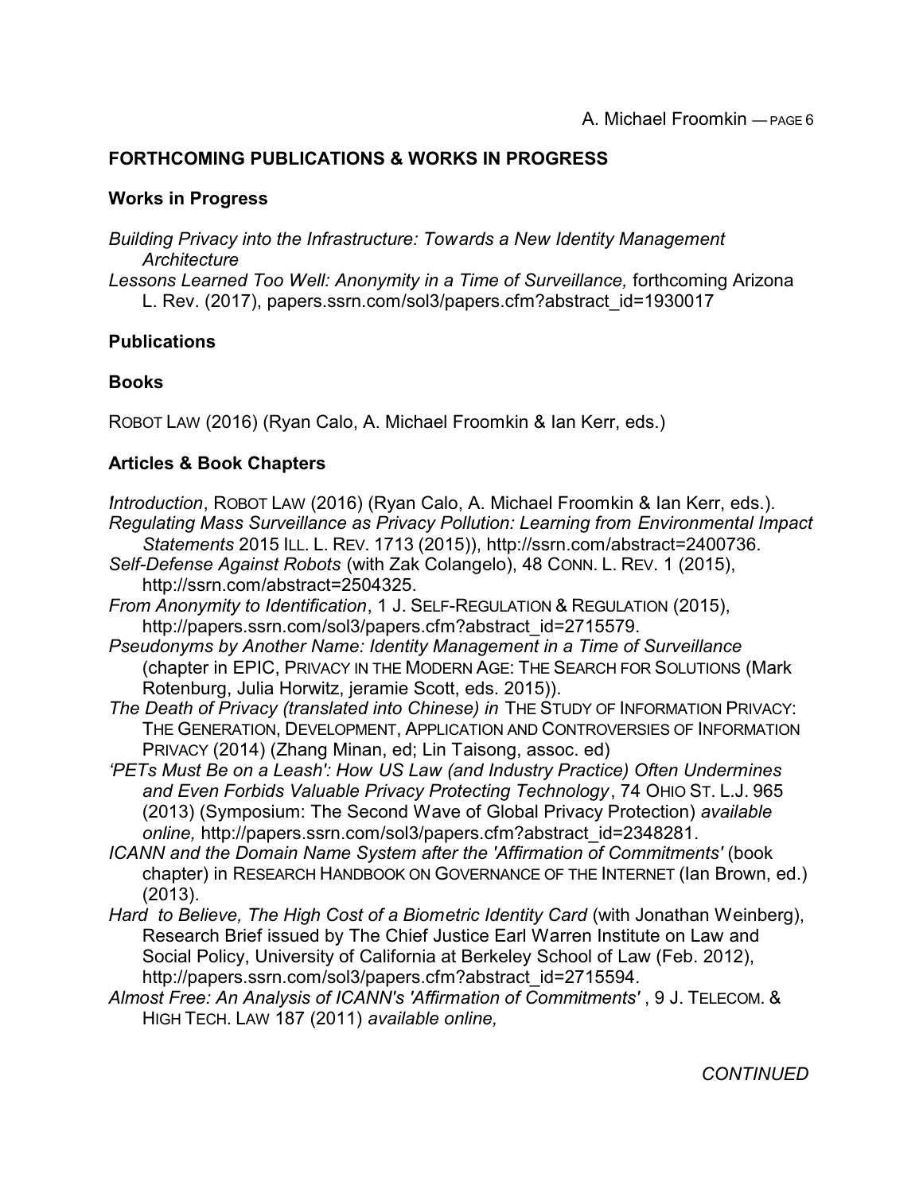## FORTHCOMING PUBLICATIONS & WORKS IN PROGRESS

### Works in Progress

*Building Privacy into the Infrastructure: Towards a New Identity Management Architecture*

*Lessons Learned Too Well: Anonymity in a Time of Surveillance,* forthcoming Arizona L. Rev. (2017), papers.ssrn.com/sol3/papers.cfm?abstract_id=1930017

### Publications

### Books

ROBOT LAW (2016) (Ryan Calo, A. Michael Froomkin & Ian Kerr, eds.)

### Articles & Book Chapters

*Introduction*, ROBOT LAW (2016) (Ryan Calo, A. Michael Froomkin & Ian Kerr, eds.).

*Regulating Mass Surveillance as Privacy Pollution: Learning from Environmental Impact Statements* 2015 ILL. L. REV. 1713 (2015)), http://ssrn.com/abstract=2400736.

*Self-Defense Against Robots* (with Zak Colangelo), 48 CONN. L. REV. 1 (2015), http://ssrn.com/abstract=2504325.

*From Anonymity to Identification*, 1 J. SELF-REGULATION & REGULATION (2015), http://papers.ssrn.com/sol3/papers.cfm?abstract_id=2715579.

*Pseudonyms by Another Name: Identity Management in a Time of Surveillance* (chapter in EPIC, PRIVACY IN THE MODERN AGE: THE SEARCH FOR SOLUTIONS (Mark Rotenburg, Julia Horwitz, jeramie Scott, eds. 2015)).

*The Death of Privacy (translated into Chinese) in* THE STUDY OF INFORMATION PRIVACY: THE GENERATION, DEVELOPMENT, APPLICATION AND CONTROVERSIES OF INFORMATION PRIVACY (2014) (Zhang Minan, ed; Lin Taisong, assoc. ed)

*'PETs Must Be on a Leash': How US Law (and Industry Practice) Often Undermines and Even Forbids Valuable Privacy Protecting Technology*, 74 OHIO ST. L.J. 965 (2013) (Symposium: The Second Wave of Global Privacy Protection) *available online,* http://papers.ssrn.com/sol3/papers.cfm?abstract_id=2348281.

*ICANN and the Domain Name System after the 'Affirmation of Commitments'* (book chapter) in RESEARCH HANDBOOK ON GOVERNANCE OF THE INTERNET (Ian Brown, ed.) (2013).

*Hard to Believe, The High Cost of a Biometric Identity Card* (with Jonathan Weinberg), Research Brief issued by The Chief Justice Earl Warren Institute on Law and Social Policy, University of California at Berkeley School of Law (Feb. 2012), http://papers.ssrn.com/sol3/papers.cfm?abstract_id=2715594.

*Almost Free: An Analysis of ICANN's 'Affirmation of Commitments'* , 9 J. TELECOM. & HIGH TECH. LAW 187 (2011) *available online,*

*CONTINUED*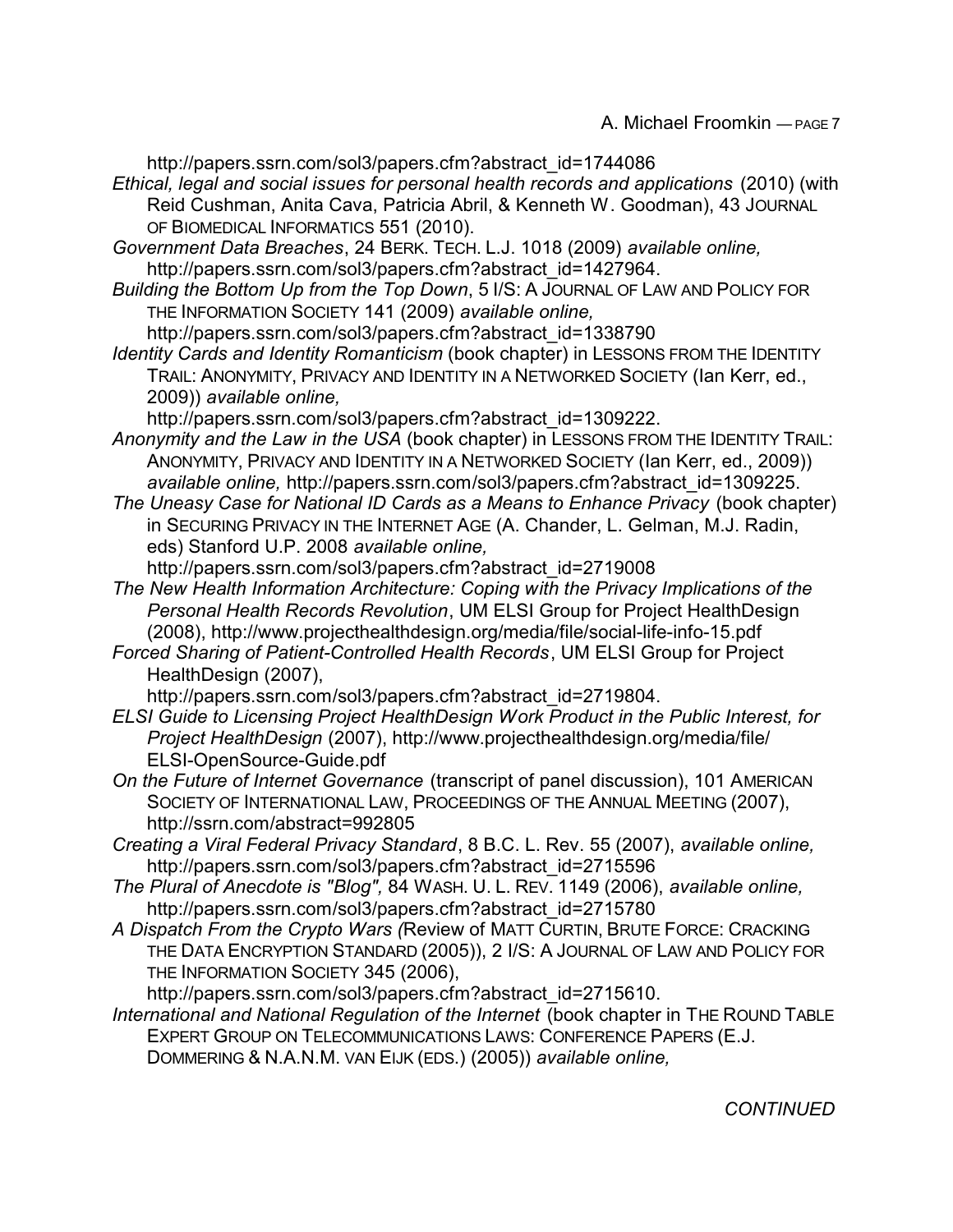http://papers.ssrn.com/sol3/papers.cfm?abstract_id=1744086

*Ethical, legal and social issues for personal health records and applications* (2010) (with Reid Cushman, Anita Cava, Patricia Abril, & Kenneth W. Goodman), 43 JOURNAL OF BIOMEDICAL INFORMATICS 551 (2010).

*Government Data Breaches*, 24 BERK. TECH. L.J. 1018 (2009) *available online,* http://papers.ssrn.com/sol3/papers.cfm?abstract_id=1427964.

*Building the Bottom Up from the Top Down*, 5 I/S: A JOURNAL OF LAW AND POLICY FOR THE INFORMATION SOCIETY 141 (2009) *available online,* http://papers.ssrn.com/sol3/papers.cfm?abstract_id=1338790

*Identity Cards and Identity Romanticism* (book chapter) in LESSONS FROM THE IDENTITY TRAIL: ANONYMITY, PRIVACY AND IDENTITY IN A NETWORKED SOCIETY (Ian Kerr, ed., 2009)) *available online,* http://papers.ssrn.com/sol3/papers.cfm?abstract_id=1309222.

*Anonymity and the Law in the USA* (book chapter) in LESSONS FROM THE IDENTITY TRAIL: ANONYMITY, PRIVACY AND IDENTITY IN A NETWORKED SOCIETY (Ian Kerr, ed., 2009)) *available online,* http://papers.ssrn.com/sol3/papers.cfm?abstract_id=1309225.

*The Uneasy Case for National ID Cards as a Means to Enhance Privacy* (book chapter) in SECURING PRIVACY IN THE INTERNET AGE (A. Chander, L. Gelman, M.J. Radin, eds) Stanford U.P. 2008 *available online,* http://papers.ssrn.com/sol3/papers.cfm?abstract_id=2719008

*The New Health Information Architecture: Coping with the Privacy Implications of the Personal Health Records Revolution*, UM ELSI Group for Project HealthDesign (2008), http://www.projecthealthdesign.org/media/file/social-life-info-15.pdf

*Forced Sharing of Patient-Controlled Health Records*, UM ELSI Group for Project HealthDesign (2007), http://papers.ssrn.com/sol3/papers.cfm?abstract_id=2719804.

*ELSI Guide to Licensing Project HealthDesign Work Product in the Public Interest, for Project HealthDesign* (2007), http://www.projecthealthdesign.org/media/file/ELSI-OpenSource-Guide.pdf

*On the Future of Internet Governance* (transcript of panel discussion), 101 AMERICAN SOCIETY OF INTERNATIONAL LAW, PROCEEDINGS OF THE ANNUAL MEETING (2007), http://ssrn.com/abstract=992805

*Creating a Viral Federal Privacy Standard*, 8 B.C. L. Rev. 55 (2007), *available online,* http://papers.ssrn.com/sol3/papers.cfm?abstract_id=2715596

*The Plural of Anecdote is "Blog",* 84 WASH. U. L. REV. 1149 (2006), *available online,* http://papers.ssrn.com/sol3/papers.cfm?abstract_id=2715780

*A Dispatch From the Crypto Wars (*Review of MATT CURTIN, BRUTE FORCE: CRACKING THE DATA ENCRYPTION STANDARD (2005)), 2 I/S: A JOURNAL OF LAW AND POLICY FOR THE INFORMATION SOCIETY 345 (2006), http://papers.ssrn.com/sol3/papers.cfm?abstract_id=2715610.

*International and National Regulation of the Internet* (book chapter in THE ROUND TABLE EXPERT GROUP ON TELECOMMUNICATIONS LAWS: CONFERENCE PAPERS (E.J. DOMMERING & N.A.N.M. VAN EIJK (EDS.) (2005)) *available online,*

*CONTINUED*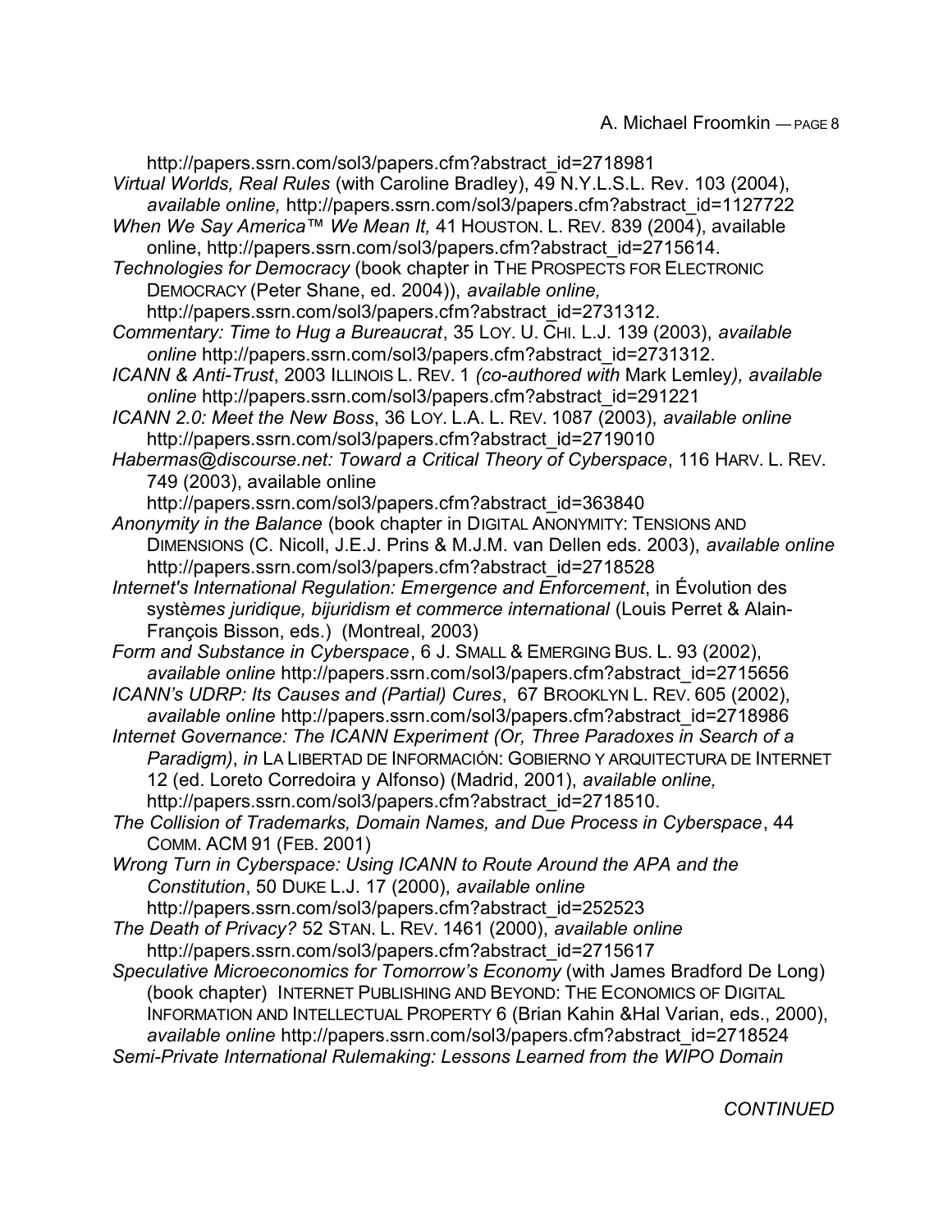http://papers.ssrn.com/sol3/papers.cfm?abstract_id=2718981

*Virtual Worlds, Real Rules* (with Caroline Bradley), 49 N.Y.L.S.L. Rev. 103 (2004), *available online,* http://papers.ssrn.com/sol3/papers.cfm?abstract_id=1127722

*When We Say America™ We Mean It,* 41 HOUSTON. L. REV. 839 (2004), available online, http://papers.ssrn.com/sol3/papers.cfm?abstract_id=2715614.

*Technologies for Democracy* (book chapter in THE PROSPECTS FOR ELECTRONIC DEMOCRACY (Peter Shane, ed. 2004)), *available online,* http://papers.ssrn.com/sol3/papers.cfm?abstract_id=2731312.

*Commentary: Time to Hug a Bureaucrat*, 35 LOY. U. CHI. L.J. 139 (2003), *available online* http://papers.ssrn.com/sol3/papers.cfm?abstract_id=2731312.

*ICANN & Anti-Trust*, 2003 ILLINOIS L. REV. 1 *(co-authored with* Mark Lemley*), available online* http://papers.ssrn.com/sol3/papers.cfm?abstract_id=291221

*ICANN 2.0: Meet the New Boss*, 36 LOY. L.A. L. REV. 1087 (2003), *available online* http://papers.ssrn.com/sol3/papers.cfm?abstract_id=2719010

*Habermas@discourse.net: Toward a Critical Theory of Cyberspace*, 116 HARV. L. REV. 749 (2003), available online http://papers.ssrn.com/sol3/papers.cfm?abstract_id=363840

*Anonymity in the Balance* (book chapter in DIGITAL ANONYMITY: TENSIONS AND DIMENSIONS (C. Nicoll, J.E.J. Prins & M.J.M. van Dellen eds. 2003), *available online* http://papers.ssrn.com/sol3/papers.cfm?abstract_id=2718528

*Internet's International Regulation: Emergence and Enforcement*, in Évolution des syst*èmes juridique, bijuridism et commerce international* (Louis Perret & Alain-François Bisson, eds.) (Montreal, 2003)

*Form and Substance in Cyberspace*, 6 J. SMALL & EMERGING BUS. L. 93 (2002), *available online* http://papers.ssrn.com/sol3/papers.cfm?abstract_id=2715656

*ICANN's UDRP: Its Causes and (Partial) Cures*, 67 BROOKLYN L. REV. 605 (2002), *available online* http://papers.ssrn.com/sol3/papers.cfm?abstract_id=2718986

*Internet Governance: The ICANN Experiment (Or, Three Paradoxes in Search of a Paradigm)*, *in* LA LIBERTAD DE INFORMACIÓN: GOBIERNO Y ARQUITECTURA DE INTERNET 12 (ed. Loreto Corredoira y Alfonso) (Madrid, 2001), *available online,* http://papers.ssrn.com/sol3/papers.cfm?abstract_id=2718510.

*The Collision of Trademarks, Domain Names, and Due Process in Cyberspace*, 44 COMM. ACM 91 (FEB. 2001)

*Wrong Turn in Cyberspace: Using ICANN to Route Around the APA and the Constitution*, 50 DUKE L.J. 17 (2000), *available online* http://papers.ssrn.com/sol3/papers.cfm?abstract_id=252523

*The Death of Privacy?* 52 STAN. L. REV. 1461 (2000), *available online* http://papers.ssrn.com/sol3/papers.cfm?abstract_id=2715617

*Speculative Microeconomics for Tomorrow's Economy* (with James Bradford De Long) (book chapter) INTERNET PUBLISHING AND BEYOND: THE ECONOMICS OF DIGITAL INFORMATION AND INTELLECTUAL PROPERTY 6 (Brian Kahin &Hal Varian, eds., 2000), *available online* http://papers.ssrn.com/sol3/papers.cfm?abstract_id=2718524

*Semi-Private International Rulemaking: Lessons Learned from the WIPO Domain*

*CONTINUED*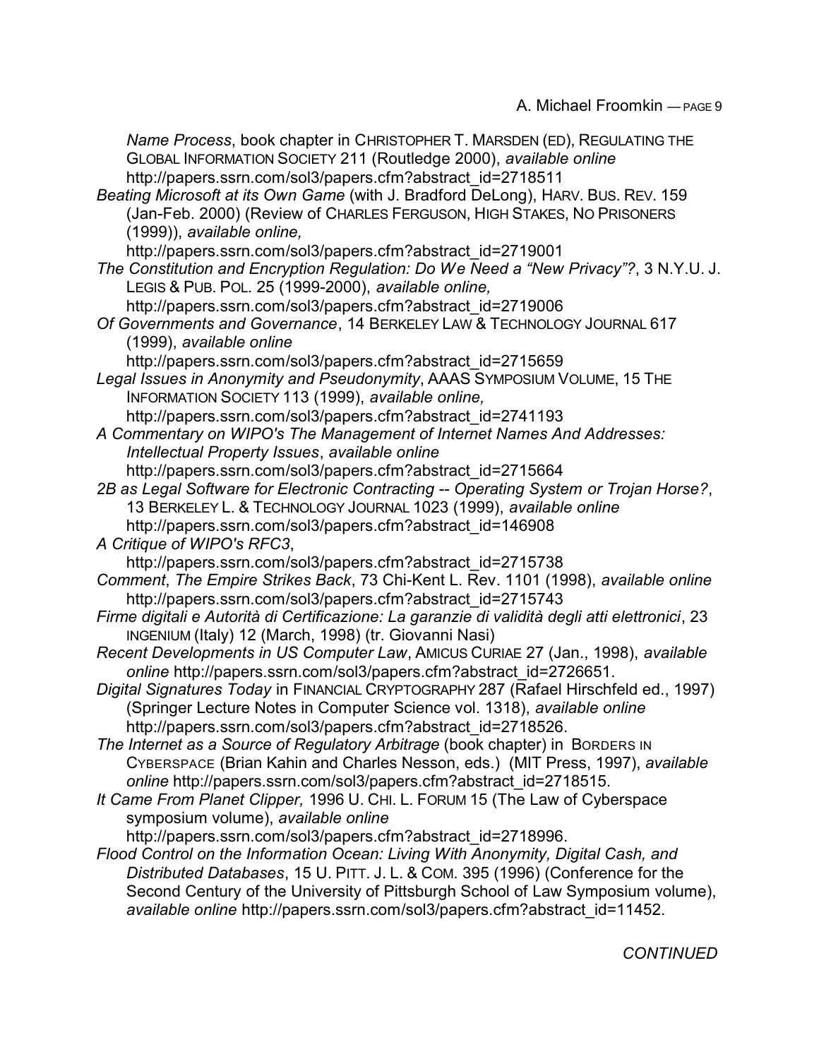*Name Process*, book chapter in CHRISTOPHER T. MARSDEN (ED), REGULATING THE GLOBAL INFORMATION SOCIETY 211 (Routledge 2000), *available online* http://papers.ssrn.com/sol3/papers.cfm?abstract_id=2718511

*Beating Microsoft at its Own Game* (with J. Bradford DeLong), HARV. BUS. REV. 159 (Jan-Feb. 2000) (Review of CHARLES FERGUSON, HIGH STAKES, NO PRISONERS (1999)), *available online,* http://papers.ssrn.com/sol3/papers.cfm?abstract_id=2719001

*The Constitution and Encryption Regulation: Do We Need a "New Privacy"?*, 3 N.Y.U. J. LEGIS & PUB. POL. 25 (1999-2000), *available online,* http://papers.ssrn.com/sol3/papers.cfm?abstract_id=2719006

*Of Governments and Governance*, 14 BERKELEY LAW & TECHNOLOGY JOURNAL 617 (1999), *available online* http://papers.ssrn.com/sol3/papers.cfm?abstract_id=2715659

*Legal Issues in Anonymity and Pseudonymity*, AAAS SYMPOSIUM VOLUME, 15 THE INFORMATION SOCIETY 113 (1999), *available online,* http://papers.ssrn.com/sol3/papers.cfm?abstract_id=2741193

*A Commentary on WIPO's The Management of Internet Names And Addresses: Intellectual Property Issues*, *available online* http://papers.ssrn.com/sol3/papers.cfm?abstract_id=2715664

*2B as Legal Software for Electronic Contracting -- Operating System or Trojan Horse?*, 13 BERKELEY L. & TECHNOLOGY JOURNAL 1023 (1999), *available online* http://papers.ssrn.com/sol3/papers.cfm?abstract_id=146908

*A Critique of WIPO's RFC3*, http://papers.ssrn.com/sol3/papers.cfm?abstract_id=2715738

*Comment*, *The Empire Strikes Back*, 73 Chi-Kent L. Rev. 1101 (1998), *available online* http://papers.ssrn.com/sol3/papers.cfm?abstract_id=2715743

*Firme digitali e Autorità di Certificazione: La garanzie di validità degli atti elettronici*, 23 INGENIUM (Italy) 12 (March, 1998) (tr. Giovanni Nasi)

*Recent Developments in US Computer Law*, AMICUS CURIAE 27 (Jan., 1998), *available online* http://papers.ssrn.com/sol3/papers.cfm?abstract_id=2726651.

*Digital Signatures Today* in FINANCIAL CRYPTOGRAPHY 287 (Rafael Hirschfeld ed., 1997) (Springer Lecture Notes in Computer Science vol. 1318), *available online* http://papers.ssrn.com/sol3/papers.cfm?abstract_id=2718526.

*The Internet as a Source of Regulatory Arbitrage* (book chapter) in BORDERS IN CYBERSPACE (Brian Kahin and Charles Nesson, eds.) (MIT Press, 1997), *available online* http://papers.ssrn.com/sol3/papers.cfm?abstract_id=2718515.

*It Came From Planet Clipper,* 1996 U. CHI. L. FORUM 15 (The Law of Cyberspace symposium volume), *available online* http://papers.ssrn.com/sol3/papers.cfm?abstract_id=2718996.

*Flood Control on the Information Ocean: Living With Anonymity, Digital Cash, and Distributed Databases*, 15 U. PITT. J. L. & COM. 395 (1996) (Conference for the Second Century of the University of Pittsburgh School of Law Symposium volume), *available online* http://papers.ssrn.com/sol3/papers.cfm?abstract_id=11452.

*CONTINUED*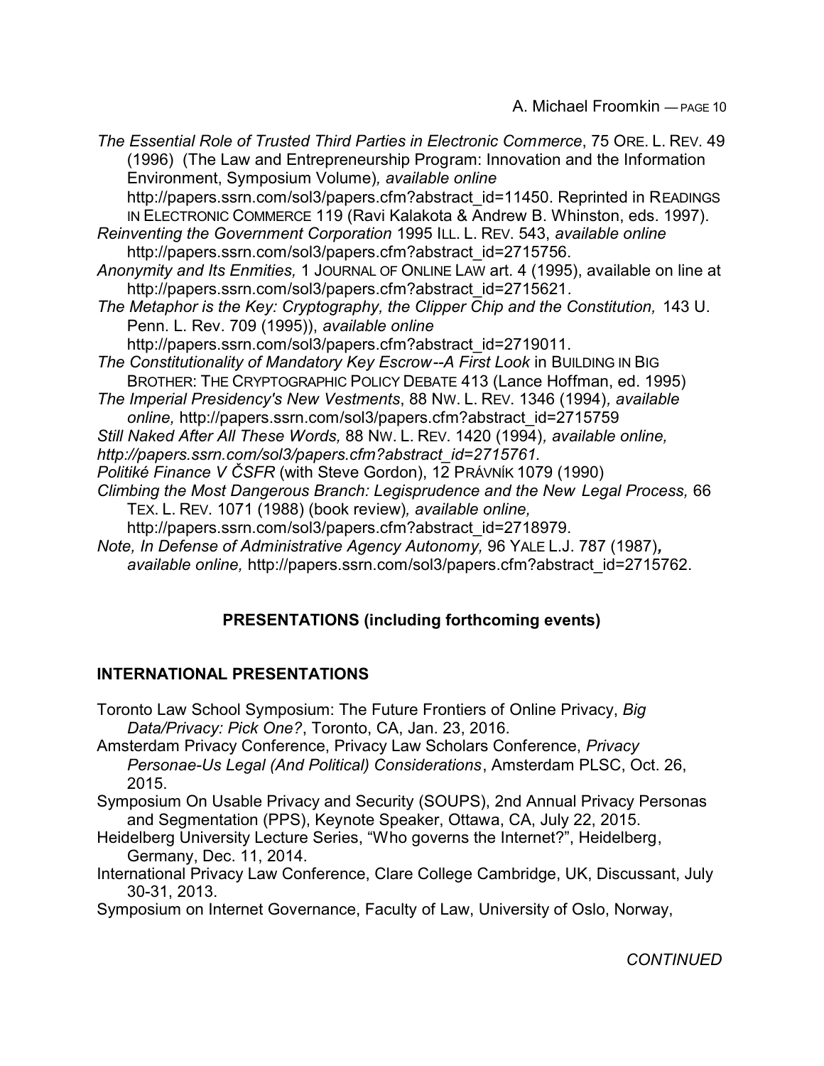*The Essential Role of Trusted Third Parties in Electronic Commerce*, 75 ORE. L. REV. 49 (1996) (The Law and Entrepreneurship Program: Innovation and the Information Environment, Symposium Volume)*, available online* http://papers.ssrn.com/sol3/papers.cfm?abstract_id=11450. Reprinted in READINGS IN ELECTRONIC COMMERCE 119 (Ravi Kalakota & Andrew B. Whinston, eds. 1997).

*Reinventing the Government Corporation* 1995 ILL. L. REV. 543, *available online* http://papers.ssrn.com/sol3/papers.cfm?abstract_id=2715756.

*Anonymity and Its Enmities,* 1 JOURNAL OF ONLINE LAW art. 4 (1995), available on line at http://papers.ssrn.com/sol3/papers.cfm?abstract_id=2715621.

*The Metaphor is the Key: Cryptography, the Clipper Chip and the Constitution,* 143 U. Penn. L. Rev. 709 (1995)), *available online* http://papers.ssrn.com/sol3/papers.cfm?abstract_id=2719011.

*The Constitutionality of Mandatory Key Escrow--A First Look* in BUILDING IN BIG BROTHER: THE CRYPTOGRAPHIC POLICY DEBATE 413 (Lance Hoffman, ed. 1995)

*The Imperial Presidency's New Vestments*, 88 NW. L. REV. 1346 (1994)*, available online,* http://papers.ssrn.com/sol3/papers.cfm?abstract_id=2715759

*Still Naked After All These Words,* 88 NW. L. REV. 1420 (1994)*, available online, http://papers.ssrn.com/sol3/papers.cfm?abstract_id=2715761.*

*Politiké Finance V ČSFR* (with Steve Gordon), 12 PRÁVNÍK 1079 (1990)

*Climbing the Most Dangerous Branch: Legisprudence and the New Legal Process,* 66 TEX. L. REV. 1071 (1988) (book review)*, available online,* http://papers.ssrn.com/sol3/papers.cfm?abstract_id=2718979.

*Note, In Defense of Administrative Agency Autonomy,* 96 YALE L.J. 787 (1987)***,*** *available online,* http://papers.ssrn.com/sol3/papers.cfm?abstract_id=2715762.

## PRESENTATIONS (including forthcoming events)

### INTERNATIONAL PRESENTATIONS

Toronto Law School Symposium: The Future Frontiers of Online Privacy, *Big Data/Privacy: Pick One?*, Toronto, CA, Jan. 23, 2016.

Amsterdam Privacy Conference, Privacy Law Scholars Conference, *Privacy Personae-Us Legal (And Political) Considerations*, Amsterdam PLSC, Oct. 26, 2015.

Symposium On Usable Privacy and Security (SOUPS), 2nd Annual Privacy Personas and Segmentation (PPS), Keynote Speaker, Ottawa, CA, July 22, 2015.

Heidelberg University Lecture Series, "Who governs the Internet?", Heidelberg, Germany, Dec. 11, 2014.

International Privacy Law Conference, Clare College Cambridge, UK, Discussant, July 30-31, 2013.

Symposium on Internet Governance, Faculty of Law, University of Oslo, Norway,

*CONTINUED*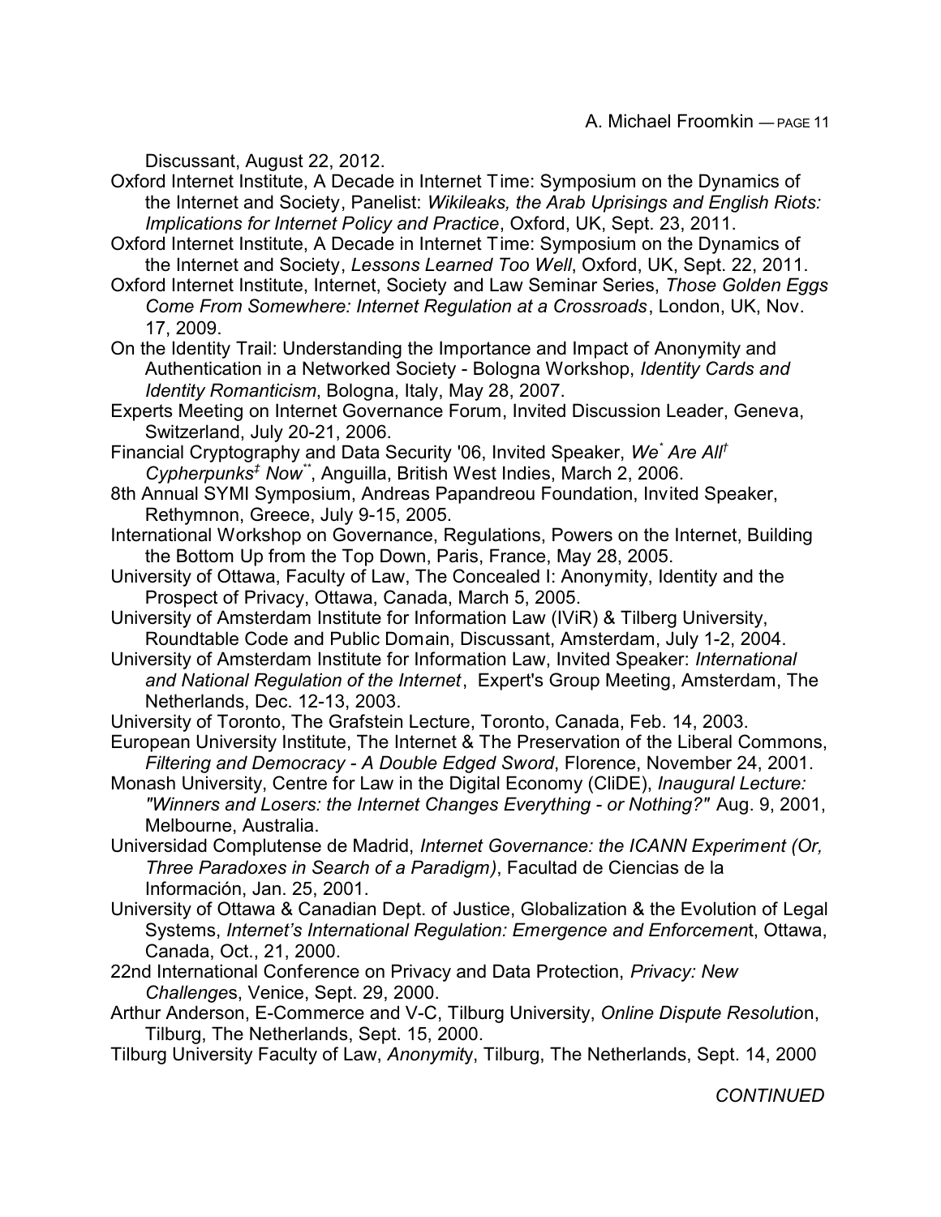Discussant, August 22, 2012.

Oxford Internet Institute, A Decade in Internet Time: Symposium on the Dynamics of the Internet and Society, Panelist: *Wikileaks, the Arab Uprisings and English Riots: Implications for Internet Policy and Practice*, Oxford, UK, Sept. 23, 2011.

Oxford Internet Institute, A Decade in Internet Time: Symposium on the Dynamics of the Internet and Society, *Lessons Learned Too Well*, Oxford, UK, Sept. 22, 2011.

Oxford Internet Institute, Internet, Society and Law Seminar Series, *Those Golden Eggs Come From Somewhere: Internet Regulation at a Crossroads*, London, UK, Nov. 17, 2009.

On the Identity Trail: Understanding the Importance and Impact of Anonymity and Authentication in a Networked Society - Bologna Workshop, *Identity Cards and Identity Romanticism*, Bologna, Italy, May 28, 2007.

Experts Meeting on Internet Governance Forum, Invited Discussion Leader, Geneva, Switzerland, July 20-21, 2006.

Financial Cryptography and Data Security '06, Invited Speaker, *We*[*] *Are All*[†] *Cypherpunks*[‡] *Now*[**], Anguilla, British West Indies, March 2, 2006.

8th Annual SYMI Symposium, Andreas Papandreou Foundation, Invited Speaker, Rethymnon, Greece, July 9-15, 2005.

International Workshop on Governance, Regulations, Powers on the Internet, Building the Bottom Up from the Top Down, Paris, France, May 28, 2005.

University of Ottawa, Faculty of Law, The Concealed I: Anonymity, Identity and the Prospect of Privacy, Ottawa, Canada, March 5, 2005.

University of Amsterdam Institute for Information Law (IViR) & Tilberg University, Roundtable Code and Public Domain, Discussant, Amsterdam, July 1-2, 2004.

University of Amsterdam Institute for Information Law, Invited Speaker: *International and National Regulation of the Internet*, Expert's Group Meeting, Amsterdam, The Netherlands, Dec. 12-13, 2003.

University of Toronto, The Grafstein Lecture, Toronto, Canada, Feb. 14, 2003.

European University Institute, The Internet & The Preservation of the Liberal Commons, *Filtering and Democracy - A Double Edged Sword*, Florence, November 24, 2001.

Monash University, Centre for Law in the Digital Economy (CliDE), *Inaugural Lecture: "Winners and Losers: the Internet Changes Everything - or Nothing?"* Aug. 9, 2001, Melbourne, Australia.

Universidad Complutense de Madrid, *Internet Governance: the ICANN Experiment (Or, Three Paradoxes in Search of a Paradigm)*, Facultad de Ciencias de la Información, Jan. 25, 2001.

University of Ottawa & Canadian Dept. of Justice, Globalization & the Evolution of Legal Systems, *Internet's International Regulation: Emergence and Enforcemen*t, Ottawa, Canada, Oct., 21, 2000.

22nd International Conference on Privacy and Data Protection, *Privacy: New Challenge*s, Venice, Sept. 29, 2000.

Arthur Anderson, E-Commerce and V-C, Tilburg University, *Online Dispute Resolutio*n, Tilburg, The Netherlands, Sept. 15, 2000.

Tilburg University Faculty of Law, *Anonymit*y, Tilburg, The Netherlands, Sept. 14, 2000

*CONTINUED*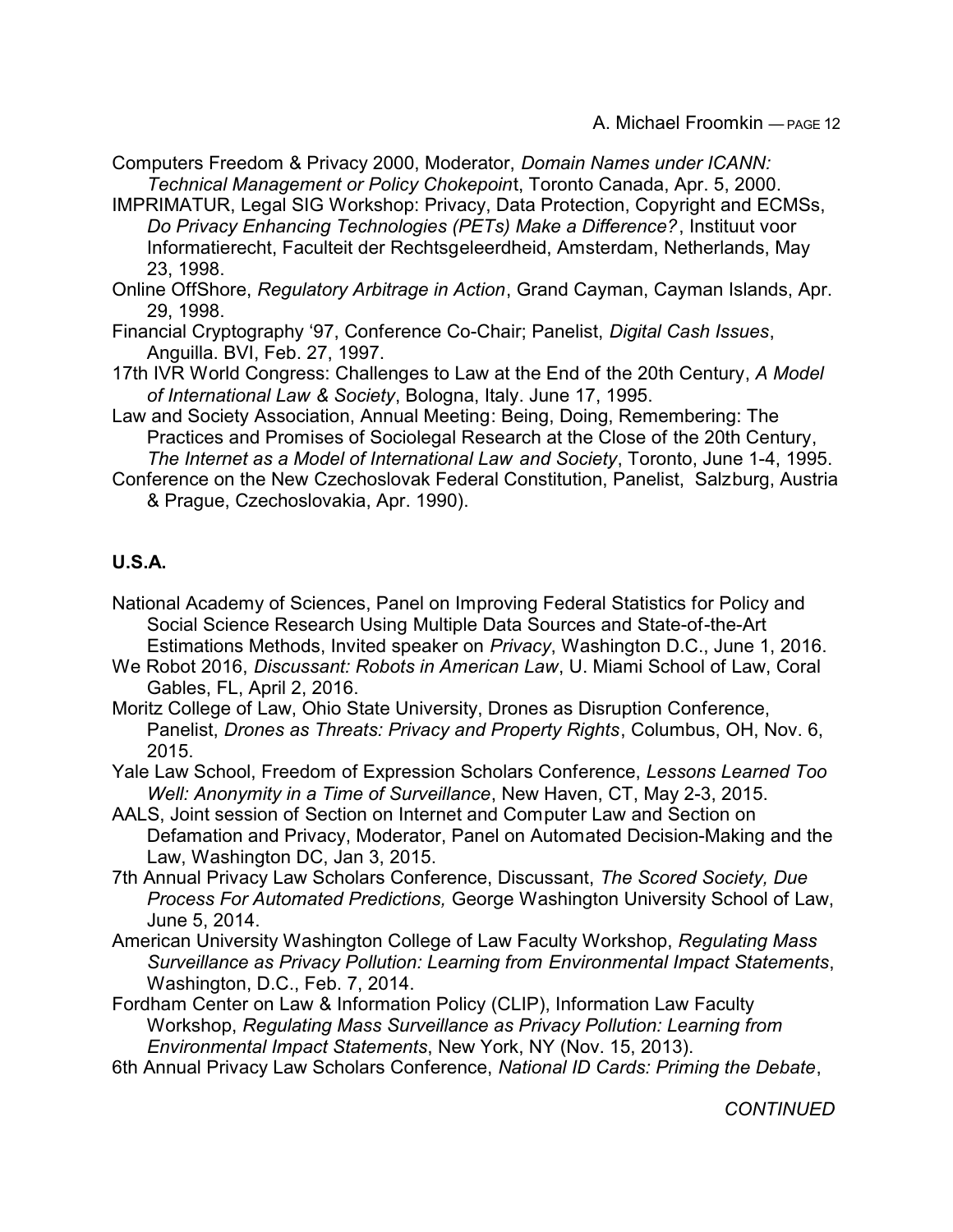Computers Freedom & Privacy 2000, Moderator, *Domain Names under ICANN: Technical Management or Policy Chokepoint*, Toronto Canada, Apr. 5, 2000.

IMPRIMATUR, Legal SIG Workshop: Privacy, Data Protection, Copyright and ECMSs, *Do Privacy Enhancing Technologies (PETs) Make a Difference?*, Instituut voor Informatierecht, Faculteit der Rechtsgeleerdheid, Amsterdam, Netherlands, May 23, 1998.

Online OffShore, *Regulatory Arbitrage in Action*, Grand Cayman, Cayman Islands, Apr. 29, 1998.

Financial Cryptography '97, Conference Co-Chair; Panelist, *Digital Cash Issues*, Anguilla. BVI, Feb. 27, 1997.

17th IVR World Congress: Challenges to Law at the End of the 20th Century, *A Model of International Law & Society*, Bologna, Italy. June 17, 1995.

Law and Society Association, Annual Meeting: Being, Doing, Remembering: The Practices and Promises of Sociolegal Research at the Close of the 20th Century, *The Internet as a Model of International Law and Society*, Toronto, June 1-4, 1995.

Conference on the New Czechoslovak Federal Constitution, Panelist, Salzburg, Austria & Prague, Czechoslovakia, Apr. 1990).

**U.S.A.**

National Academy of Sciences, Panel on Improving Federal Statistics for Policy and Social Science Research Using Multiple Data Sources and State-of-the-Art Estimations Methods, Invited speaker on *Privacy*, Washington D.C., June 1, 2016.

We Robot 2016, *Discussant: Robots in American Law*, U. Miami School of Law, Coral Gables, FL, April 2, 2016.

Moritz College of Law, Ohio State University, Drones as Disruption Conference, Panelist, *Drones as Threats: Privacy and Property Rights*, Columbus, OH, Nov. 6, 2015.

Yale Law School, Freedom of Expression Scholars Conference, *Lessons Learned Too Well: Anonymity in a Time of Surveillance*, New Haven, CT, May 2-3, 2015.

AALS, Joint session of Section on Internet and Computer Law and Section on Defamation and Privacy, Moderator, Panel on Automated Decision-Making and the Law, Washington DC, Jan 3, 2015.

7th Annual Privacy Law Scholars Conference, Discussant, *The Scored Society, Due Process For Automated Predictions,* George Washington University School of Law, June 5, 2014.

American University Washington College of Law Faculty Workshop, *Regulating Mass Surveillance as Privacy Pollution: Learning from Environmental Impact Statements*, Washington, D.C., Feb. 7, 2014.

Fordham Center on Law & Information Policy (CLIP), Information Law Faculty Workshop, *Regulating Mass Surveillance as Privacy Pollution: Learning from Environmental Impact Statements*, New York, NY (Nov. 15, 2013).

6th Annual Privacy Law Scholars Conference, *National ID Cards: Priming the Debate*,

*CONTINUED*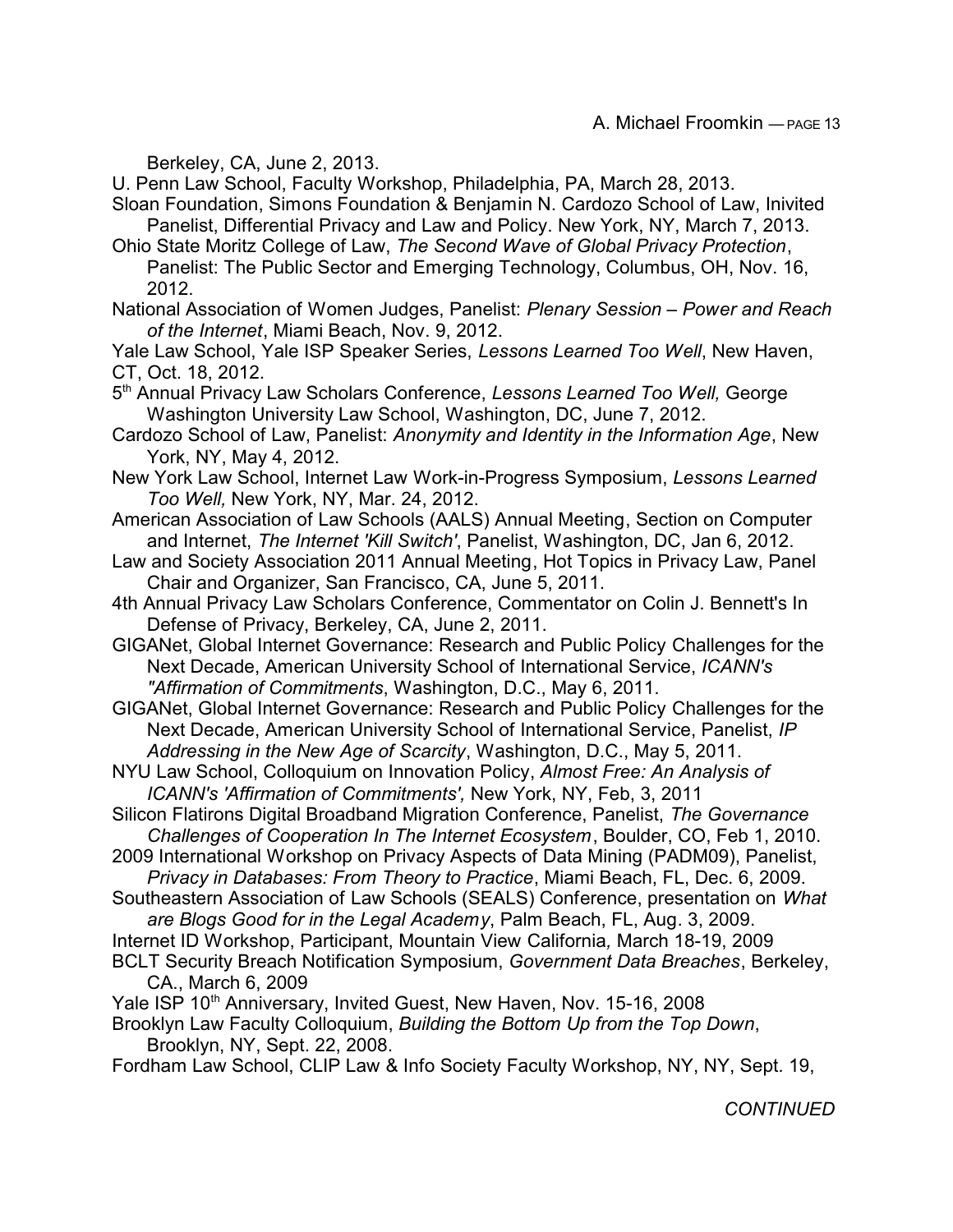Berkeley, CA, June 2, 2013.

U. Penn Law School, Faculty Workshop, Philadelphia, PA, March 28, 2013.

Sloan Foundation, Simons Foundation & Benjamin N. Cardozo School of Law, Inivited Panelist, Differential Privacy and Law and Policy. New York, NY, March 7, 2013.

Ohio State Moritz College of Law, *The Second Wave of Global Privacy Protection*, Panelist: The Public Sector and Emerging Technology, Columbus, OH, Nov. 16, 2012.

National Association of Women Judges, Panelist: *Plenary Session – Power and Reach of the Internet*, Miami Beach, Nov. 9, 2012.

Yale Law School, Yale ISP Speaker Series, *Lessons Learned Too Well*, New Haven, CT, Oct. 18, 2012.

5th Annual Privacy Law Scholars Conference, *Lessons Learned Too Well,* George Washington University Law School, Washington, DC, June 7, 2012.

Cardozo School of Law, Panelist: *Anonymity and Identity in the Information Age*, New York, NY, May 4, 2012.

New York Law School, Internet Law Work-in-Progress Symposium, *Lessons Learned Too Well,* New York, NY, Mar. 24, 2012.

American Association of Law Schools (AALS) Annual Meeting, Section on Computer and Internet, *The Internet 'Kill Switch'*, Panelist, Washington, DC, Jan 6, 2012.

Law and Society Association 2011 Annual Meeting, Hot Topics in Privacy Law, Panel Chair and Organizer, San Francisco, CA, June 5, 2011.

4th Annual Privacy Law Scholars Conference, Commentator on Colin J. Bennett's In Defense of Privacy, Berkeley, CA, June 2, 2011.

GIGANet, Global Internet Governance: Research and Public Policy Challenges for the Next Decade, American University School of International Service, *ICANN's "Affirmation of Commitments*, Washington, D.C., May 6, 2011.

GIGANet, Global Internet Governance: Research and Public Policy Challenges for the Next Decade, American University School of International Service, Panelist, *IP Addressing in the New Age of Scarcity*, Washington, D.C., May 5, 2011.

NYU Law School, Colloquium on Innovation Policy, *Almost Free: An Analysis of ICANN's 'Affirmation of Commitments',* New York, NY, Feb, 3, 2011

Silicon Flatirons Digital Broadband Migration Conference, Panelist, *The Governance Challenges of Cooperation In The Internet Ecosystem*, Boulder, CO, Feb 1, 2010.

2009 International Workshop on Privacy Aspects of Data Mining (PADM09), Panelist, *Privacy in Databases: From Theory to Practice*, Miami Beach, FL, Dec. 6, 2009.

Southeastern Association of Law Schools (SEALS) Conference, presentation on *What are Blogs Good for in the Legal Academy*, Palm Beach, FL, Aug. 3, 2009.

Internet ID Workshop, Participant, Mountain View California*,* March 18-19, 2009

BCLT Security Breach Notification Symposium, *Government Data Breaches*, Berkeley, CA., March 6, 2009

Yale ISP 10th Anniversary, Invited Guest, New Haven, Nov. 15-16, 2008

Brooklyn Law Faculty Colloquium, *Building the Bottom Up from the Top Down*, Brooklyn, NY, Sept. 22, 2008.

Fordham Law School, CLIP Law & Info Society Faculty Workshop, NY, NY, Sept. 19,

*CONTINUED*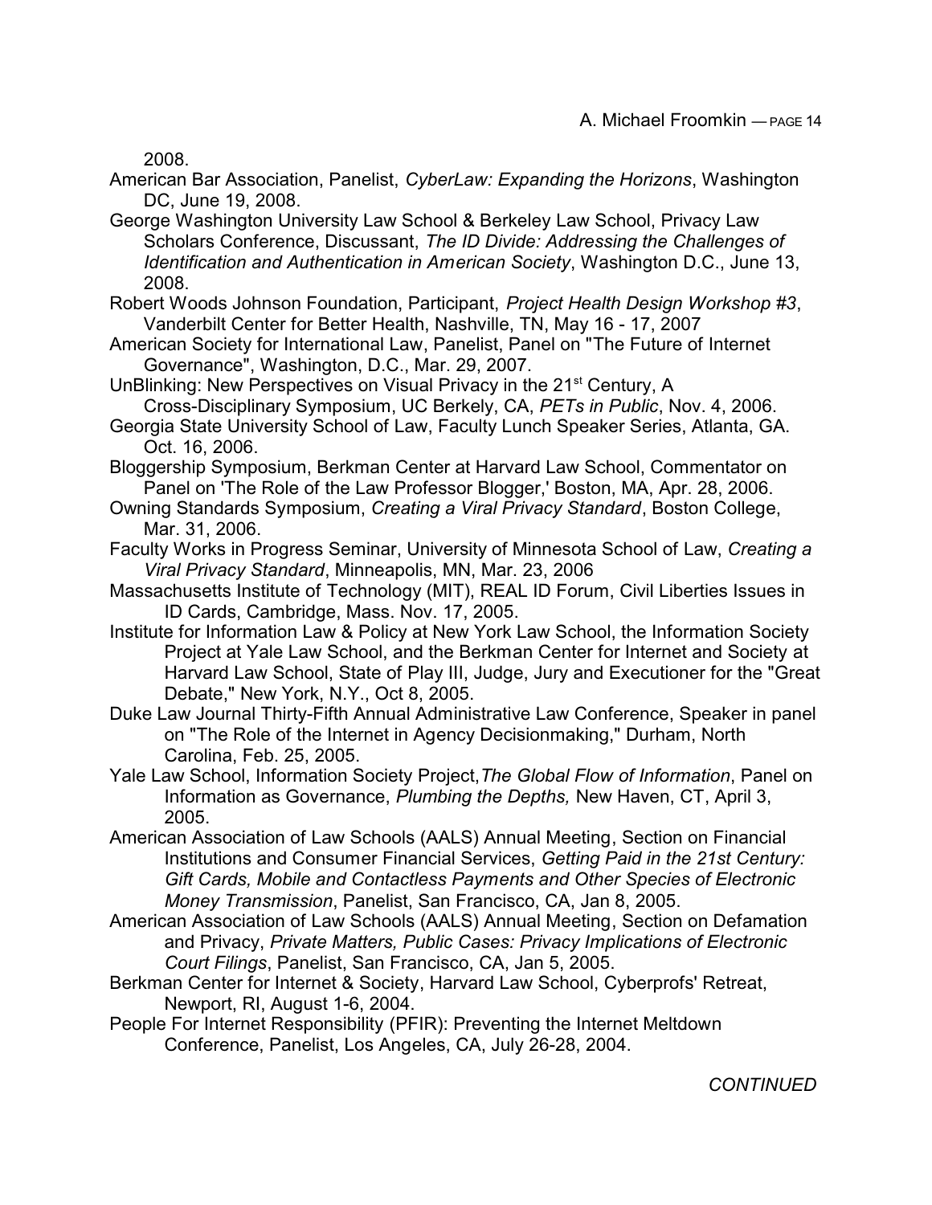2008.

American Bar Association, Panelist, *CyberLaw: Expanding the Horizons*, Washington DC, June 19, 2008.

George Washington University Law School & Berkeley Law School, Privacy Law Scholars Conference, Discussant, *The ID Divide: Addressing the Challenges of Identification and Authentication in American Society*, Washington D.C., June 13, 2008.

Robert Woods Johnson Foundation, Participant, *Project Health Design Workshop #3*, Vanderbilt Center for Better Health, Nashville, TN, May 16 - 17, 2007

American Society for International Law, Panelist, Panel on "The Future of Internet Governance", Washington, D.C., Mar. 29, 2007.

UnBlinking: New Perspectives on Visual Privacy in the 21st Century, A Cross-Disciplinary Symposium, UC Berkely, CA, *PETs in Public*, Nov. 4, 2006.

Georgia State University School of Law, Faculty Lunch Speaker Series, Atlanta, GA. Oct. 16, 2006.

Bloggership Symposium, Berkman Center at Harvard Law School, Commentator on Panel on 'The Role of the Law Professor Blogger,' Boston, MA, Apr. 28, 2006.

Owning Standards Symposium, *Creating a Viral Privacy Standard*, Boston College, Mar. 31, 2006.

Faculty Works in Progress Seminar, University of Minnesota School of Law, *Creating a Viral Privacy Standard*, Minneapolis, MN, Mar. 23, 2006

Massachusetts Institute of Technology (MIT), REAL ID Forum, Civil Liberties Issues in ID Cards, Cambridge, Mass. Nov. 17, 2005.

Institute for Information Law & Policy at New York Law School, the Information Society Project at Yale Law School, and the Berkman Center for Internet and Society at Harvard Law School, State of Play III, Judge, Jury and Executioner for the "Great Debate," New York, N.Y., Oct 8, 2005.

Duke Law Journal Thirty-Fifth Annual Administrative Law Conference, Speaker in panel on "The Role of the Internet in Agency Decisionmaking," Durham, North Carolina, Feb. 25, 2005.

Yale Law School, Information Society Project, *The Global Flow of Information*, Panel on Information as Governance, *Plumbing the Depths,* New Haven, CT, April 3, 2005.

American Association of Law Schools (AALS) Annual Meeting, Section on Financial Institutions and Consumer Financial Services, *Getting Paid in the 21st Century: Gift Cards, Mobile and Contactless Payments and Other Species of Electronic Money Transmission*, Panelist, San Francisco, CA, Jan 8, 2005.

American Association of Law Schools (AALS) Annual Meeting, Section on Defamation and Privacy, *Private Matters, Public Cases: Privacy Implications of Electronic Court Filings*, Panelist, San Francisco, CA, Jan 5, 2005.

Berkman Center for Internet & Society, Harvard Law School, Cyberprofs' Retreat, Newport, RI, August 1-6, 2004.

People For Internet Responsibility (PFIR): Preventing the Internet Meltdown Conference, Panelist, Los Angeles, CA, July 26-28, 2004.

*CONTINUED*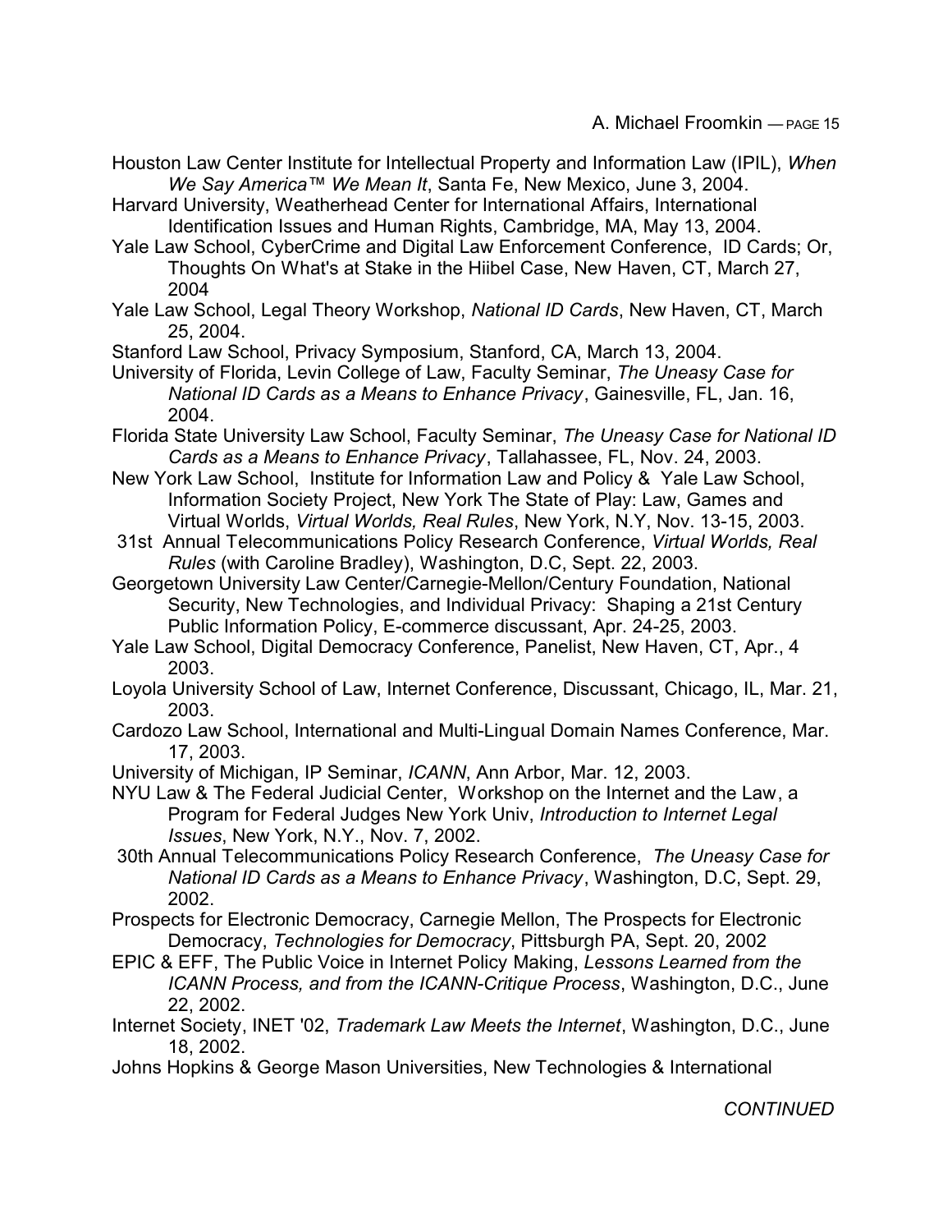Houston Law Center Institute for Intellectual Property and Information Law (IPIL), *When We Say America™ We Mean It*, Santa Fe, New Mexico, June 3, 2004.

Harvard University, Weatherhead Center for International Affairs, International Identification Issues and Human Rights, Cambridge, MA, May 13, 2004.

Yale Law School, CyberCrime and Digital Law Enforcement Conference, ID Cards; Or, Thoughts On What's at Stake in the Hiibel Case, New Haven, CT, March 27, 2004

Yale Law School, Legal Theory Workshop, *National ID Cards*, New Haven, CT, March 25, 2004.

Stanford Law School, Privacy Symposium, Stanford, CA, March 13, 2004.

University of Florida, Levin College of Law, Faculty Seminar, *The Uneasy Case for National ID Cards as a Means to Enhance Privacy*, Gainesville, FL, Jan. 16, 2004.

Florida State University Law School, Faculty Seminar, *The Uneasy Case for National ID Cards as a Means to Enhance Privacy*, Tallahassee, FL, Nov. 24, 2003.

New York Law School, Institute for Information Law and Policy & Yale Law School, Information Society Project, New York The State of Play: Law, Games and Virtual Worlds, *Virtual Worlds, Real Rules*, New York, N.Y, Nov. 13-15, 2003.

31st Annual Telecommunications Policy Research Conference, *Virtual Worlds, Real Rules* (with Caroline Bradley), Washington, D.C, Sept. 22, 2003.

Georgetown University Law Center/Carnegie-Mellon/Century Foundation, National Security, New Technologies, and Individual Privacy: Shaping a 21st Century Public Information Policy, E-commerce discussant, Apr. 24-25, 2003.

Yale Law School, Digital Democracy Conference, Panelist, New Haven, CT, Apr., 4 2003.

Loyola University School of Law, Internet Conference, Discussant, Chicago, IL, Mar. 21, 2003.

Cardozo Law School, International and Multi-Lingual Domain Names Conference, Mar. 17, 2003.

University of Michigan, IP Seminar, *ICANN*, Ann Arbor, Mar. 12, 2003.

NYU Law & The Federal Judicial Center, Workshop on the Internet and the Law, a Program for Federal Judges New York Univ, *Introduction to Internet Legal Issues*, New York, N.Y., Nov. 7, 2002.

30th Annual Telecommunications Policy Research Conference, *The Uneasy Case for National ID Cards as a Means to Enhance Privacy*, Washington, D.C, Sept. 29, 2002.

Prospects for Electronic Democracy, Carnegie Mellon, The Prospects for Electronic Democracy, *Technologies for Democracy*, Pittsburgh PA, Sept. 20, 2002

EPIC & EFF, The Public Voice in Internet Policy Making, *Lessons Learned from the ICANN Process, and from the ICANN-Critique Process*, Washington, D.C., June 22, 2002.

Internet Society, INET '02, *Trademark Law Meets the Internet*, Washington, D.C., June 18, 2002.

Johns Hopkins & George Mason Universities, New Technologies & International

*CONTINUED*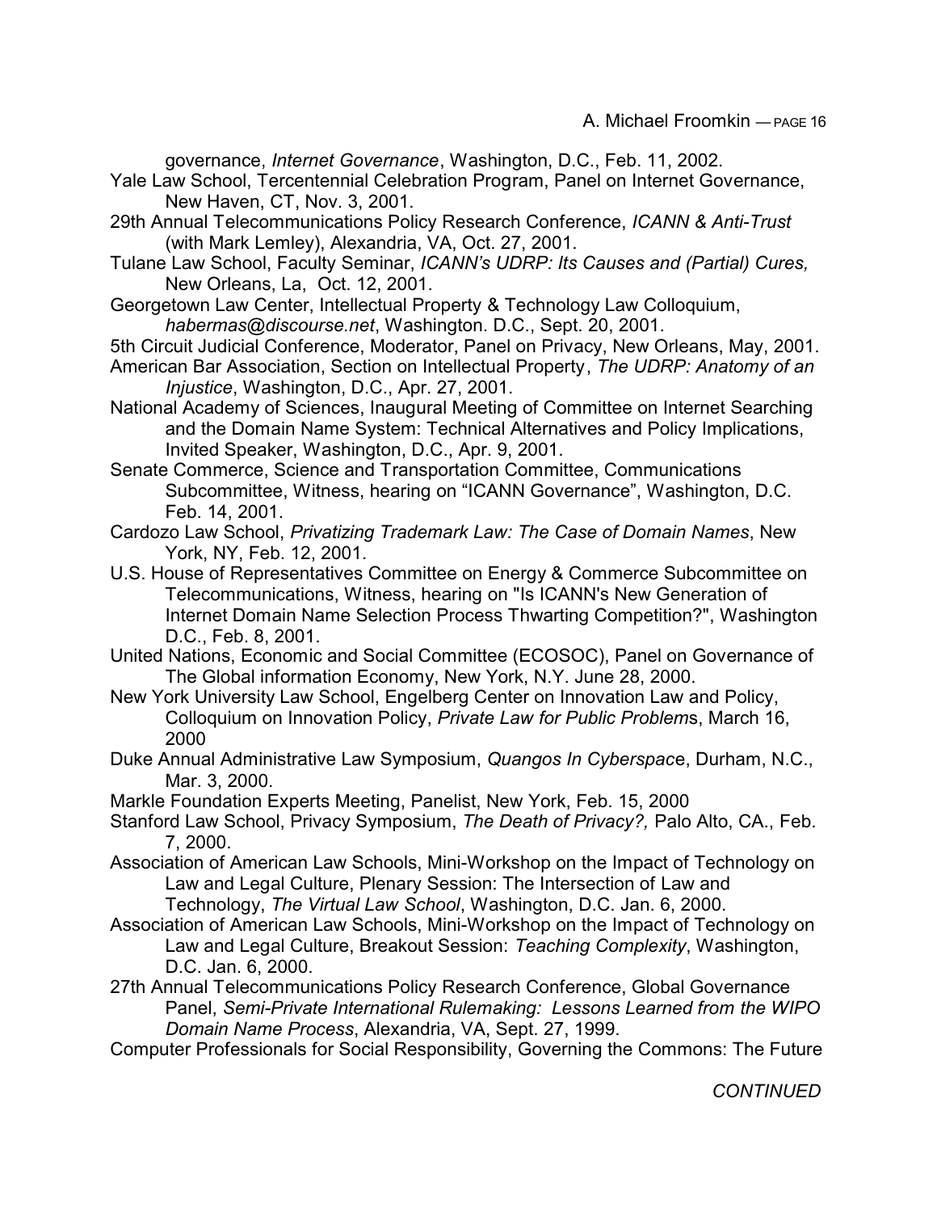governance, *Internet Governance*, Washington, D.C., Feb. 11, 2002.

Yale Law School, Tercentennial Celebration Program, Panel on Internet Governance, New Haven, CT, Nov. 3, 2001.

29th Annual Telecommunications Policy Research Conference, *ICANN & Anti-Trust* (with Mark Lemley), Alexandria, VA, Oct. 27, 2001.

Tulane Law School, Faculty Seminar, *ICANN's UDRP: Its Causes and (Partial) Cures,* New Orleans, La, Oct. 12, 2001.

Georgetown Law Center, Intellectual Property & Technology Law Colloquium, *habermas@discourse.net*, Washington. D.C., Sept. 20, 2001.

5th Circuit Judicial Conference, Moderator, Panel on Privacy, New Orleans, May, 2001.

American Bar Association, Section on Intellectual Property, *The UDRP: Anatomy of an Injustice*, Washington, D.C., Apr. 27, 2001.

National Academy of Sciences, Inaugural Meeting of Committee on Internet Searching and the Domain Name System: Technical Alternatives and Policy Implications, Invited Speaker, Washington, D.C., Apr. 9, 2001.

Senate Commerce, Science and Transportation Committee, Communications Subcommittee, Witness, hearing on "ICANN Governance", Washington, D.C. Feb. 14, 2001.

Cardozo Law School, *Privatizing Trademark Law: The Case of Domain Names*, New York, NY, Feb. 12, 2001.

U.S. House of Representatives Committee on Energy & Commerce Subcommittee on Telecommunications, Witness, hearing on "Is ICANN's New Generation of Internet Domain Name Selection Process Thwarting Competition?", Washington D.C., Feb. 8, 2001.

United Nations, Economic and Social Committee (ECOSOC), Panel on Governance of The Global information Economy, New York, N.Y. June 28, 2000.

New York University Law School, Engelberg Center on Innovation Law and Policy, Colloquium on Innovation Policy, *Private Law for Public Problem*s, March 16, 2000

Duke Annual Administrative Law Symposium, *Quangos In Cyberspac*e, Durham, N.C., Mar. 3, 2000.

Markle Foundation Experts Meeting, Panelist, New York, Feb. 15, 2000

Stanford Law School, Privacy Symposium, *The Death of Privacy?,* Palo Alto, CA., Feb. 7, 2000.

Association of American Law Schools, Mini-Workshop on the Impact of Technology on Law and Legal Culture, Plenary Session: The Intersection of Law and Technology, *The Virtual Law School*, Washington, D.C. Jan. 6, 2000.

Association of American Law Schools, Mini-Workshop on the Impact of Technology on Law and Legal Culture, Breakout Session: *Teaching Complexity*, Washington, D.C. Jan. 6, 2000.

27th Annual Telecommunications Policy Research Conference, Global Governance Panel, *Semi-Private International Rulemaking: Lessons Learned from the WIPO Domain Name Process*, Alexandria, VA, Sept. 27, 1999.

Computer Professionals for Social Responsibility, Governing the Commons: The Future

*CONTINUED*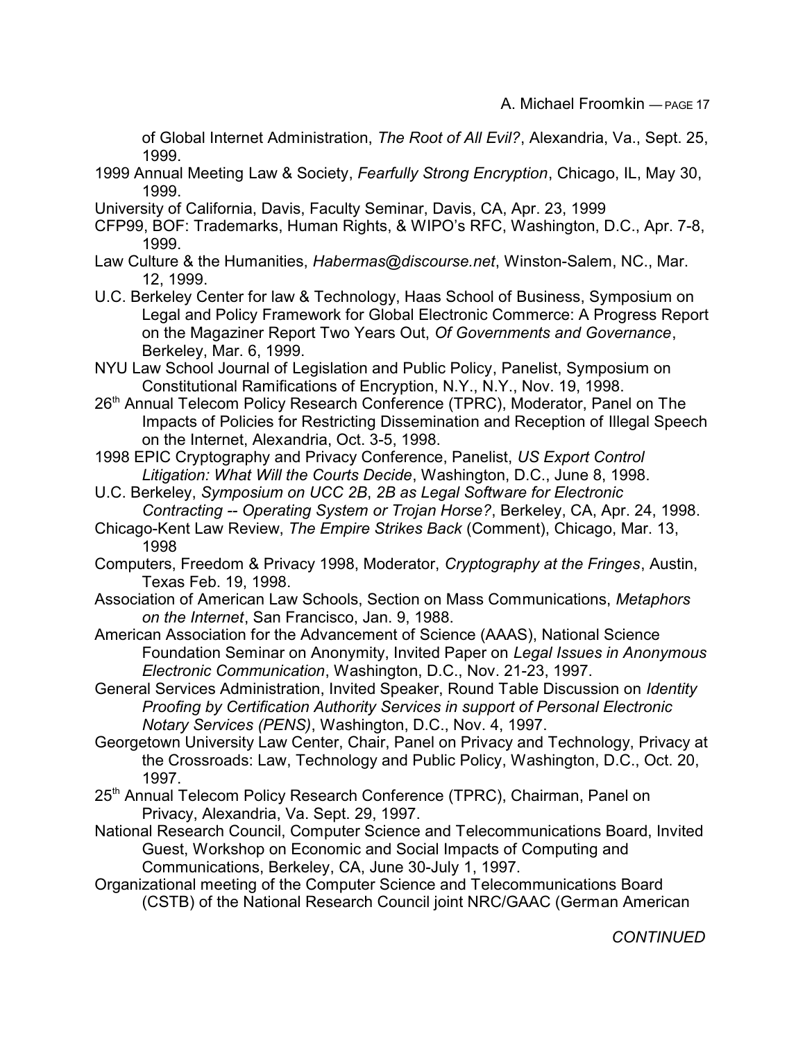of Global Internet Administration, *The Root of All Evil?*, Alexandria, Va., Sept. 25, 1999.

1999 Annual Meeting Law & Society, *Fearfully Strong Encryption*, Chicago, IL, May 30, 1999.

University of California, Davis, Faculty Seminar, Davis, CA, Apr. 23, 1999

CFP99, BOF: Trademarks, Human Rights, & WIPO's RFC, Washington, D.C., Apr. 7-8, 1999.

Law Culture & the Humanities, *Habermas@discourse.net*, Winston-Salem, NC., Mar. 12, 1999.

U.C. Berkeley Center for law & Technology, Haas School of Business, Symposium on Legal and Policy Framework for Global Electronic Commerce: A Progress Report on the Magaziner Report Two Years Out, *Of Governments and Governance*, Berkeley, Mar. 6, 1999.

NYU Law School Journal of Legislation and Public Policy, Panelist, Symposium on Constitutional Ramifications of Encryption, N.Y., N.Y., Nov. 19, 1998.

26th Annual Telecom Policy Research Conference (TPRC), Moderator, Panel on The Impacts of Policies for Restricting Dissemination and Reception of Illegal Speech on the Internet, Alexandria, Oct. 3-5, 1998.

1998 EPIC Cryptography and Privacy Conference, Panelist, *US Export Control Litigation: What Will the Courts Decide*, Washington, D.C., June 8, 1998.

U.C. Berkeley, *Symposium on UCC 2B*, *2B as Legal Software for Electronic Contracting -- Operating System or Trojan Horse?*, Berkeley, CA, Apr. 24, 1998.

Chicago-Kent Law Review, *The Empire Strikes Back* (Comment), Chicago, Mar. 13, 1998

Computers, Freedom & Privacy 1998, Moderator, *Cryptography at the Fringes*, Austin, Texas Feb. 19, 1998.

Association of American Law Schools, Section on Mass Communications, *Metaphors on the Internet*, San Francisco, Jan. 9, 1988.

American Association for the Advancement of Science (AAAS), National Science Foundation Seminar on Anonymity, Invited Paper on *Legal Issues in Anonymous Electronic Communication*, Washington, D.C., Nov. 21-23, 1997.

General Services Administration, Invited Speaker, Round Table Discussion on *Identity Proofing by Certification Authority Services in support of Personal Electronic Notary Services (PENS)*, Washington, D.C., Nov. 4, 1997.

Georgetown University Law Center, Chair, Panel on Privacy and Technology, Privacy at the Crossroads: Law, Technology and Public Policy, Washington, D.C., Oct. 20, 1997.

25th Annual Telecom Policy Research Conference (TPRC), Chairman, Panel on Privacy, Alexandria, Va. Sept. 29, 1997.

National Research Council, Computer Science and Telecommunications Board, Invited Guest, Workshop on Economic and Social Impacts of Computing and Communications, Berkeley, CA, June 30-July 1, 1997.

Organizational meeting of the Computer Science and Telecommunications Board (CSTB) of the National Research Council joint NRC/GAAC (German American

*CONTINUED*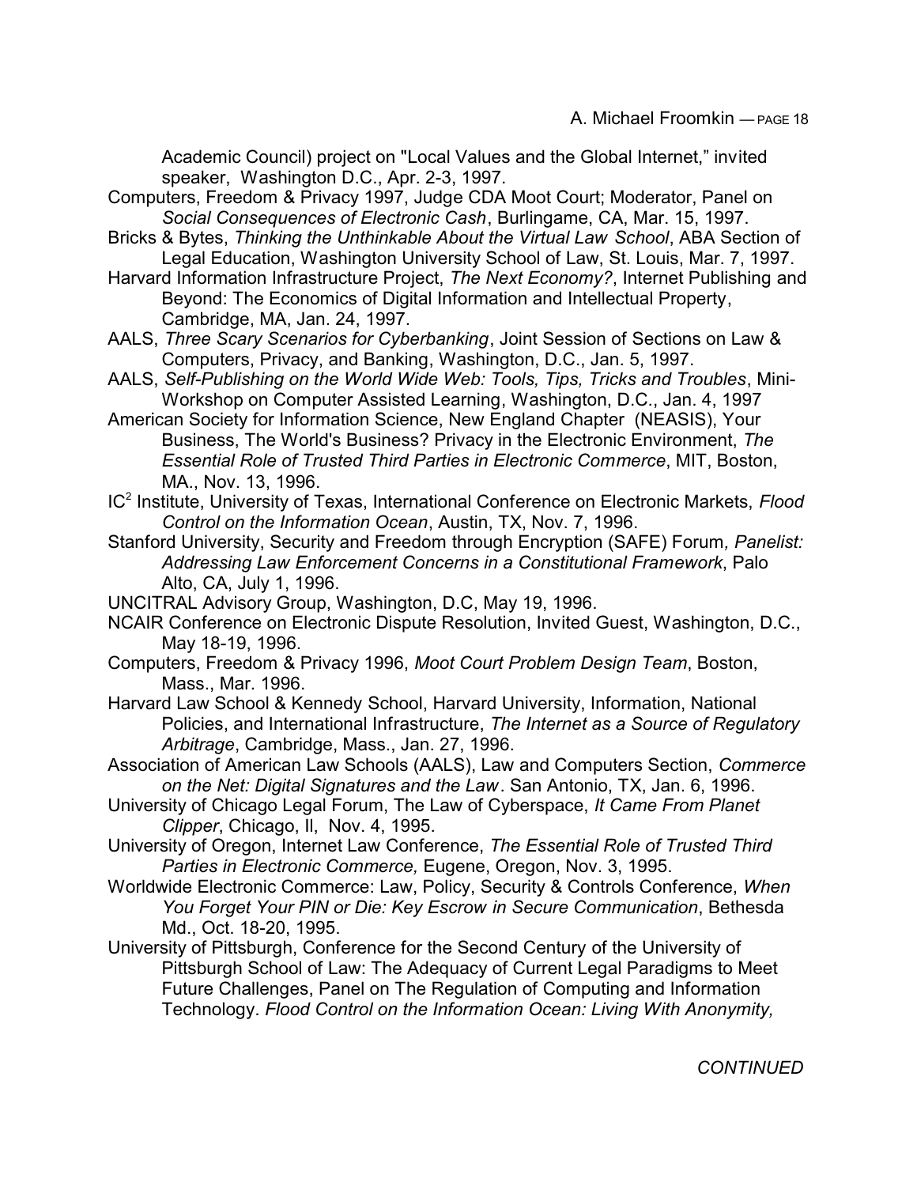Academic Council) project on "Local Values and the Global Internet," invited speaker, Washington D.C., Apr. 2-3, 1997.

Computers, Freedom & Privacy 1997, Judge CDA Moot Court; Moderator, Panel on *Social Consequences of Electronic Cash*, Burlingame, CA, Mar. 15, 1997.

Bricks & Bytes, *Thinking the Unthinkable About the Virtual Law School*, ABA Section of Legal Education, Washington University School of Law, St. Louis, Mar. 7, 1997.

Harvard Information Infrastructure Project, *The Next Economy?*, Internet Publishing and Beyond: The Economics of Digital Information and Intellectual Property, Cambridge, MA, Jan. 24, 1997.

AALS, *Three Scary Scenarios for Cyberbanking*, Joint Session of Sections on Law & Computers, Privacy, and Banking, Washington, D.C., Jan. 5, 1997.

AALS, *Self-Publishing on the World Wide Web: Tools, Tips, Tricks and Troubles*, Mini-Workshop on Computer Assisted Learning, Washington, D.C., Jan. 4, 1997

American Society for Information Science, New England Chapter (NEASIS), Your Business, The World's Business? Privacy in the Electronic Environment, *The Essential Role of Trusted Third Parties in Electronic Commerce*, MIT, Boston, MA., Nov. 13, 1996.

IC$^2$ Institute, University of Texas, International Conference on Electronic Markets, *Flood Control on the Information Ocean*, Austin, TX, Nov. 7, 1996.

Stanford University, Security and Freedom through Encryption (SAFE) Forum*, Panelist: Addressing Law Enforcement Concerns in a Constitutional Framework*, Palo Alto, CA, July 1, 1996.

UNCITRAL Advisory Group, Washington, D.C, May 19, 1996.

NCAIR Conference on Electronic Dispute Resolution, Invited Guest, Washington, D.C., May 18-19, 1996.

Computers, Freedom & Privacy 1996, *Moot Court Problem Design Team*, Boston, Mass., Mar. 1996.

Harvard Law School & Kennedy School, Harvard University, Information, National Policies, and International Infrastructure, *The Internet as a Source of Regulatory Arbitrage*, Cambridge, Mass., Jan. 27, 1996.

Association of American Law Schools (AALS), Law and Computers Section, *Commerce on the Net: Digital Signatures and the Law*. San Antonio, TX, Jan. 6, 1996.

University of Chicago Legal Forum, The Law of Cyberspace, *It Came From Planet Clipper*, Chicago, Il, Nov. 4, 1995.

University of Oregon, Internet Law Conference, *The Essential Role of Trusted Third Parties in Electronic Commerce,* Eugene, Oregon, Nov. 3, 1995.

Worldwide Electronic Commerce: Law, Policy, Security & Controls Conference, *When You Forget Your PIN or Die: Key Escrow in Secure Communication*, Bethesda Md., Oct. 18-20, 1995.

University of Pittsburgh, Conference for the Second Century of the University of Pittsburgh School of Law: The Adequacy of Current Legal Paradigms to Meet Future Challenges, Panel on The Regulation of Computing and Information Technology. *Flood Control on the Information Ocean: Living With Anonymity,*

*CONTINUED*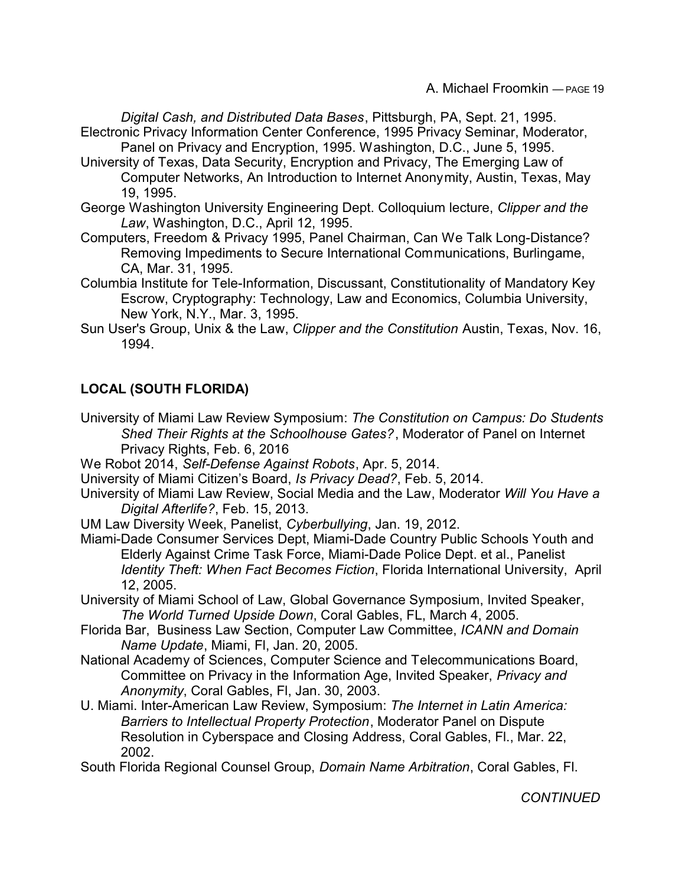*Digital Cash, and Distributed Data Bases*, Pittsburgh, PA, Sept. 21, 1995.

Electronic Privacy Information Center Conference, 1995 Privacy Seminar, Moderator, Panel on Privacy and Encryption, 1995. Washington, D.C., June 5, 1995.

University of Texas, Data Security, Encryption and Privacy, The Emerging Law of Computer Networks, An Introduction to Internet Anonymity, Austin, Texas, May 19, 1995.

George Washington University Engineering Dept. Colloquium lecture, *Clipper and the Law*, Washington, D.C., April 12, 1995.

Computers, Freedom & Privacy 1995, Panel Chairman, Can We Talk Long-Distance? Removing Impediments to Secure International Communications, Burlingame, CA, Mar. 31, 1995.

Columbia Institute for Tele-Information, Discussant, Constitutionality of Mandatory Key Escrow, Cryptography: Technology, Law and Economics, Columbia University, New York, N.Y., Mar. 3, 1995.

Sun User's Group, Unix & the Law, *Clipper and the Constitution* Austin, Texas, Nov. 16, 1994.

## LOCAL (SOUTH FLORIDA)

University of Miami Law Review Symposium: *The Constitution on Campus: Do Students Shed Their Rights at the Schoolhouse Gates?*, Moderator of Panel on Internet Privacy Rights, Feb. 6, 2016

We Robot 2014, *Self-Defense Against Robots*, Apr. 5, 2014.

University of Miami Citizen's Board, *Is Privacy Dead?*, Feb. 5, 2014.

University of Miami Law Review, Social Media and the Law, Moderator *Will You Have a Digital Afterlife?*, Feb. 15, 2013.

UM Law Diversity Week, Panelist, *Cyberbullying*, Jan. 19, 2012.

Miami-Dade Consumer Services Dept, Miami-Dade Country Public Schools Youth and Elderly Against Crime Task Force, Miami-Dade Police Dept. et al., Panelist *Identity Theft: When Fact Becomes Fiction*, Florida International University, April 12, 2005.

University of Miami School of Law, Global Governance Symposium, Invited Speaker, *The World Turned Upside Down*, Coral Gables, FL, March 4, 2005.

Florida Bar, Business Law Section, Computer Law Committee, *ICANN and Domain Name Update*, Miami, Fl, Jan. 20, 2005.

National Academy of Sciences, Computer Science and Telecommunications Board, Committee on Privacy in the Information Age, Invited Speaker, *Privacy and Anonymity*, Coral Gables, Fl, Jan. 30, 2003.

U. Miami. Inter-American Law Review, Symposium: *The Internet in Latin America: Barriers to Intellectual Property Protection*, Moderator Panel on Dispute Resolution in Cyberspace and Closing Address, Coral Gables, Fl., Mar. 22, 2002.

South Florida Regional Counsel Group, *Domain Name Arbitration*, Coral Gables, Fl.

*CONTINUED*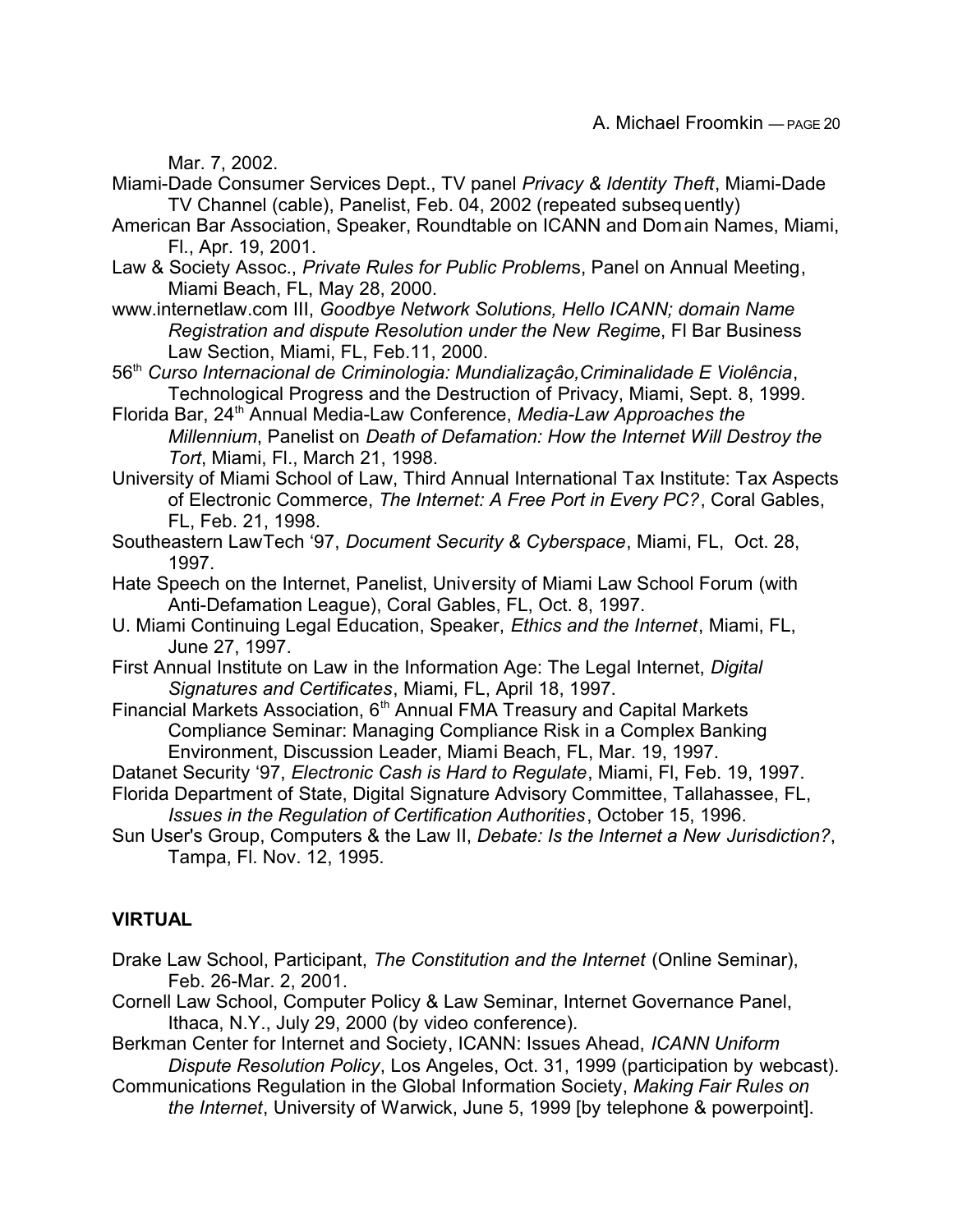Mar. 7, 2002.

Miami-Dade Consumer Services Dept., TV panel *Privacy & Identity Theft*, Miami-Dade TV Channel (cable), Panelist, Feb. 04, 2002 (repeated subsequently)

American Bar Association, Speaker, Roundtable on ICANN and Domain Names, Miami, Fl., Apr. 19, 2001.

Law & Society Assoc., *Private Rules for Public Problem*s, Panel on Annual Meeting, Miami Beach, FL, May 28, 2000.

www.internetlaw.com III, *Goodbye Network Solutions, Hello ICANN; domain Name Registration and dispute Resolution under the New Regim*e, Fl Bar Business Law Section, Miami, FL, Feb.11, 2000.

56th *Curso Internacional de Criminologia: Mundializaçâo,Criminalidade E Violência*, Technological Progress and the Destruction of Privacy, Miami, Sept. 8, 1999.

Florida Bar, 24th Annual Media-Law Conference, *Media-Law Approaches the Millennium*, Panelist on *Death of Defamation: How the Internet Will Destroy the Tort*, Miami, Fl., March 21, 1998.

University of Miami School of Law, Third Annual International Tax Institute: Tax Aspects of Electronic Commerce, *The Internet: A Free Port in Every PC?*, Coral Gables, FL, Feb. 21, 1998.

Southeastern LawTech '97, *Document Security & Cyberspace*, Miami, FL, Oct. 28, 1997.

Hate Speech on the Internet, Panelist, University of Miami Law School Forum (with Anti-Defamation League), Coral Gables, FL, Oct. 8, 1997.

U. Miami Continuing Legal Education, Speaker, *Ethics and the Internet*, Miami, FL, June 27, 1997.

First Annual Institute on Law in the Information Age: The Legal Internet, *Digital Signatures and Certificates*, Miami, FL, April 18, 1997.

Financial Markets Association, 6th Annual FMA Treasury and Capital Markets Compliance Seminar: Managing Compliance Risk in a Complex Banking Environment, Discussion Leader, Miami Beach, FL, Mar. 19, 1997.

Datanet Security '97, *Electronic Cash is Hard to Regulate*, Miami, Fl, Feb. 19, 1997.

Florida Department of State, Digital Signature Advisory Committee, Tallahassee, FL, *Issues in the Regulation of Certification Authorities*, October 15, 1996.

Sun User's Group, Computers & the Law II, *Debate: Is the Internet a New Jurisdiction?*, Tampa, Fl. Nov. 12, 1995.

**VIRTUAL**

Drake Law School, Participant, *The Constitution and the Internet* (Online Seminar), Feb. 26-Mar. 2, 2001.

Cornell Law School, Computer Policy & Law Seminar, Internet Governance Panel, Ithaca, N.Y., July 29, 2000 (by video conference).

Berkman Center for Internet and Society, ICANN: Issues Ahead, *ICANN Uniform Dispute Resolution Policy*, Los Angeles, Oct. 31, 1999 (participation by webcast).

Communications Regulation in the Global Information Society, *Making Fair Rules on the Internet*, University of Warwick, June 5, 1999 [by telephone & powerpoint].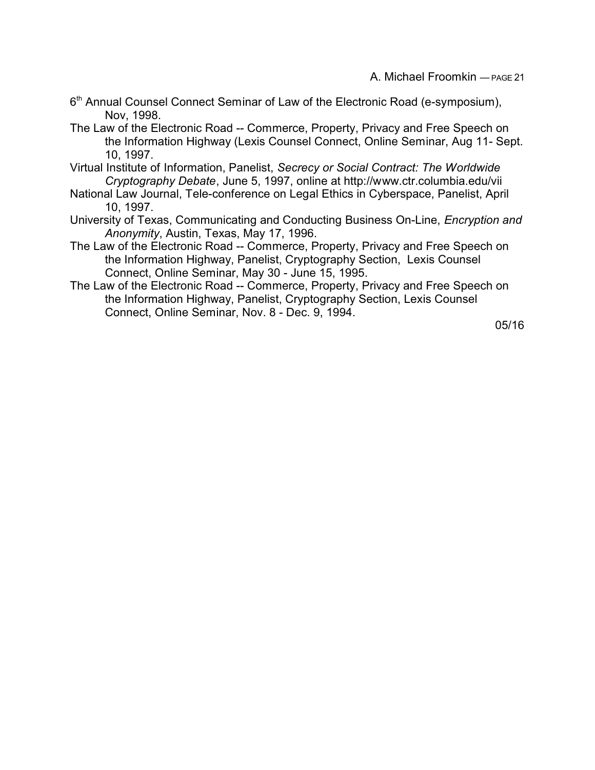6th Annual Counsel Connect Seminar of Law of the Electronic Road (e-symposium), Nov, 1998.

The Law of the Electronic Road -- Commerce, Property, Privacy and Free Speech on the Information Highway (Lexis Counsel Connect, Online Seminar, Aug 11- Sept. 10, 1997.

Virtual Institute of Information, Panelist, *Secrecy or Social Contract: The Worldwide Cryptography Debate*, June 5, 1997, online at http://www.ctr.columbia.edu/vii

National Law Journal, Tele-conference on Legal Ethics in Cyberspace, Panelist, April 10, 1997.

University of Texas, Communicating and Conducting Business On-Line, *Encryption and Anonymity*, Austin, Texas, May 17, 1996.

The Law of the Electronic Road -- Commerce, Property, Privacy and Free Speech on the Information Highway, Panelist, Cryptography Section, Lexis Counsel Connect, Online Seminar, May 30 - June 15, 1995.

The Law of the Electronic Road -- Commerce, Property, Privacy and Free Speech on the Information Highway, Panelist, Cryptography Section, Lexis Counsel Connect, Online Seminar, Nov. 8 - Dec. 9, 1994.

05/16